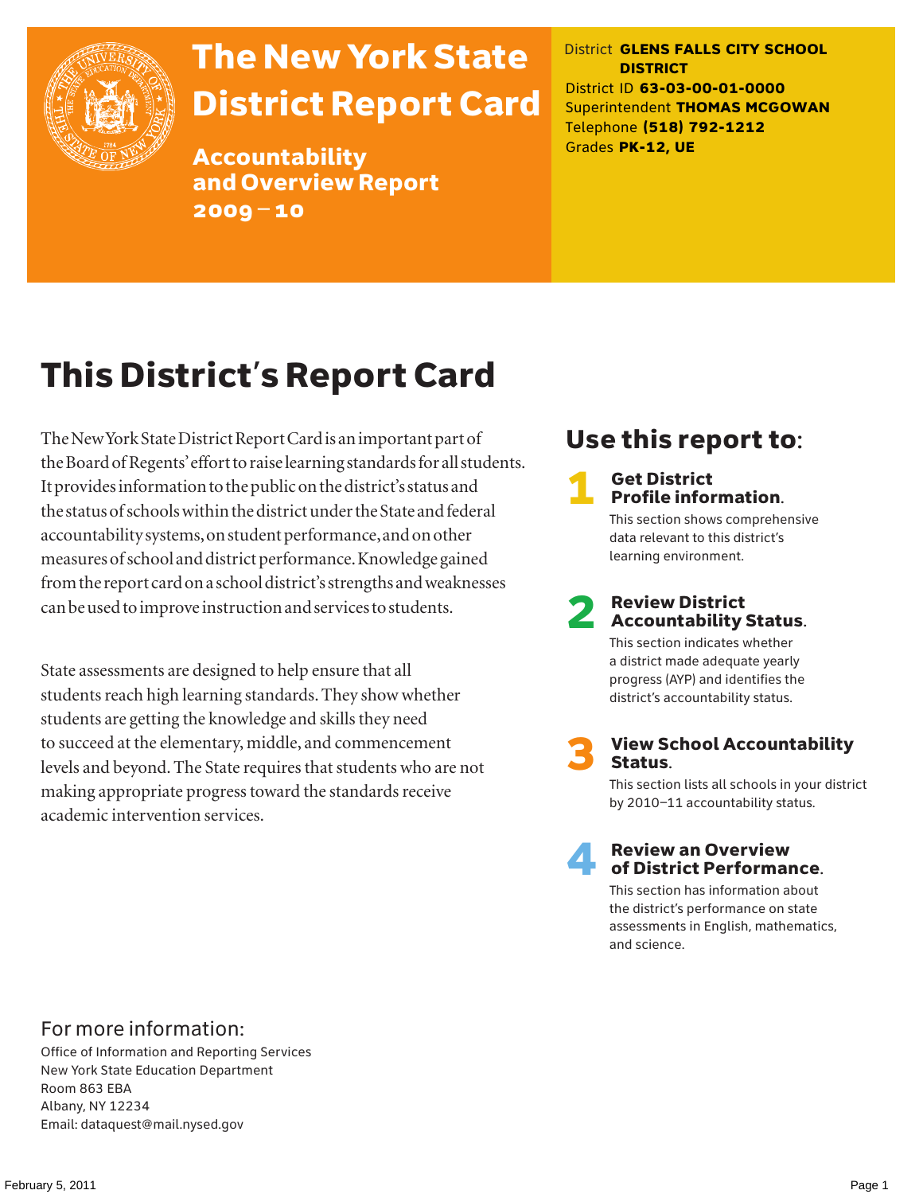# The New York State District Report Card

## Accountability and Overview Report 2009–10

District **GLENS FALLS CITY SCHOOL DISTRICT**
District ID **63-03-00-01-0000**
Superintendent **THOMAS MCGOWAN**
Telephone **(518) 792-1212**
Grades **PK-12, UE**

# This District's Report Card

The New York State District Report Card is an important part of the Board of Regents' effort to raise learning standards for all students. It provides information to the public on the district's status and the status of schools within the district under the State and federal accountability systems, on student performance, and on other measures of school and district performance. Knowledge gained from the report card on a school district's strengths and weaknesses can be used to improve instruction and services to students.

State assessments are designed to help ensure that all students reach high learning standards. They show whether students are getting the knowledge and skills they need to succeed at the elementary, middle, and commencement levels and beyond. The State requires that students who are not making appropriate progress toward the standards receive academic intervention services.

## Use this report to:

**1 Get District Profile information.**
This section shows comprehensive data relevant to this district's learning environment.

**2 Review District Accountability Status.**
This section indicates whether a district made adequate yearly progress (AYP) and identifies the district's accountability status.

**3 View School Accountability Status.**
This section lists all schools in your district by 2010–11 accountability status.

**4 Review an Overview of District Performance.**
This section has information about the district's performance on state assessments in English, mathematics, and science.

### For more information:

Office of Information and Reporting Services
New York State Education Department
Room 863 EBA
Albany, NY 12234
Email: dataquest@mail.nysed.gov

February 5, 2011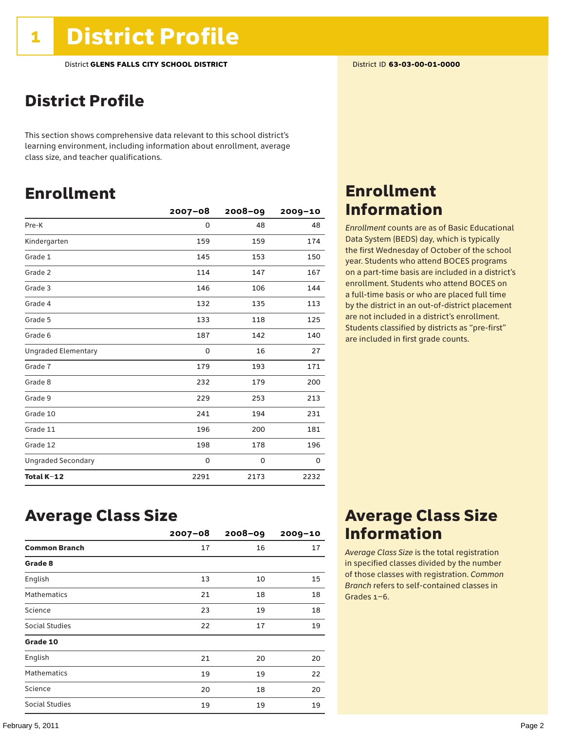# 1 District Profile

District **GLENS FALLS CITY SCHOOL DISTRICT**

District ID **63-03-00-01-0000**

## District Profile

This section shows comprehensive data relevant to this school district's learning environment, including information about enrollment, average class size, and teacher qualifications.

## Enrollment

| | 2007–08 | 2008–09 | 2009–10 |
|---|---|---|---|
| Pre-K | 0 | 48 | 48 |
| Kindergarten | 159 | 159 | 174 |
| Grade 1 | 145 | 153 | 150 |
| Grade 2 | 114 | 147 | 167 |
| Grade 3 | 146 | 106 | 144 |
| Grade 4 | 132 | 135 | 113 |
| Grade 5 | 133 | 118 | 125 |
| Grade 6 | 187 | 142 | 140 |
| Ungraded Elementary | 0 | 16 | 27 |
| Grade 7 | 179 | 193 | 171 |
| Grade 8 | 232 | 179 | 200 |
| Grade 9 | 229 | 253 | 213 |
| Grade 10 | 241 | 194 | 231 |
| Grade 11 | 196 | 200 | 181 |
| Grade 12 | 198 | 178 | 196 |
| Ungraded Secondary | 0 | 0 | 0 |
| **Total K–12** | 2291 | 2173 | 2232 |

## Enrollment Information

*Enrollment* counts are as of Basic Educational Data System (BEDS) day, which is typically the first Wednesday of October of the school year. Students who attend BOCES programs on a part-time basis are included in a district's enrollment. Students who attend BOCES on a full-time basis or who are placed full time by the district in an out-of-district placement are not included in a district's enrollment. Students classified by districts as "pre-first" are included in first grade counts.

## Average Class Size

| | 2007–08 | 2008–09 | 2009–10 |
|---|---|---|---|
| **Common Branch** | 17 | 16 | 17 |
| **Grade 8** | | | |
| English | 13 | 10 | 15 |
| Mathematics | 21 | 18 | 18 |
| Science | 23 | 19 | 18 |
| Social Studies | 22 | 17 | 19 |
| **Grade 10** | | | |
| English | 21 | 20 | 20 |
| Mathematics | 19 | 19 | 22 |
| Science | 20 | 18 | 20 |
| Social Studies | 19 | 19 | 19 |

## Average Class Size Information

*Average Class Size* is the total registration in specified classes divided by the number of those classes with registration. *Common Branch* refers to self-contained classes in Grades 1–6.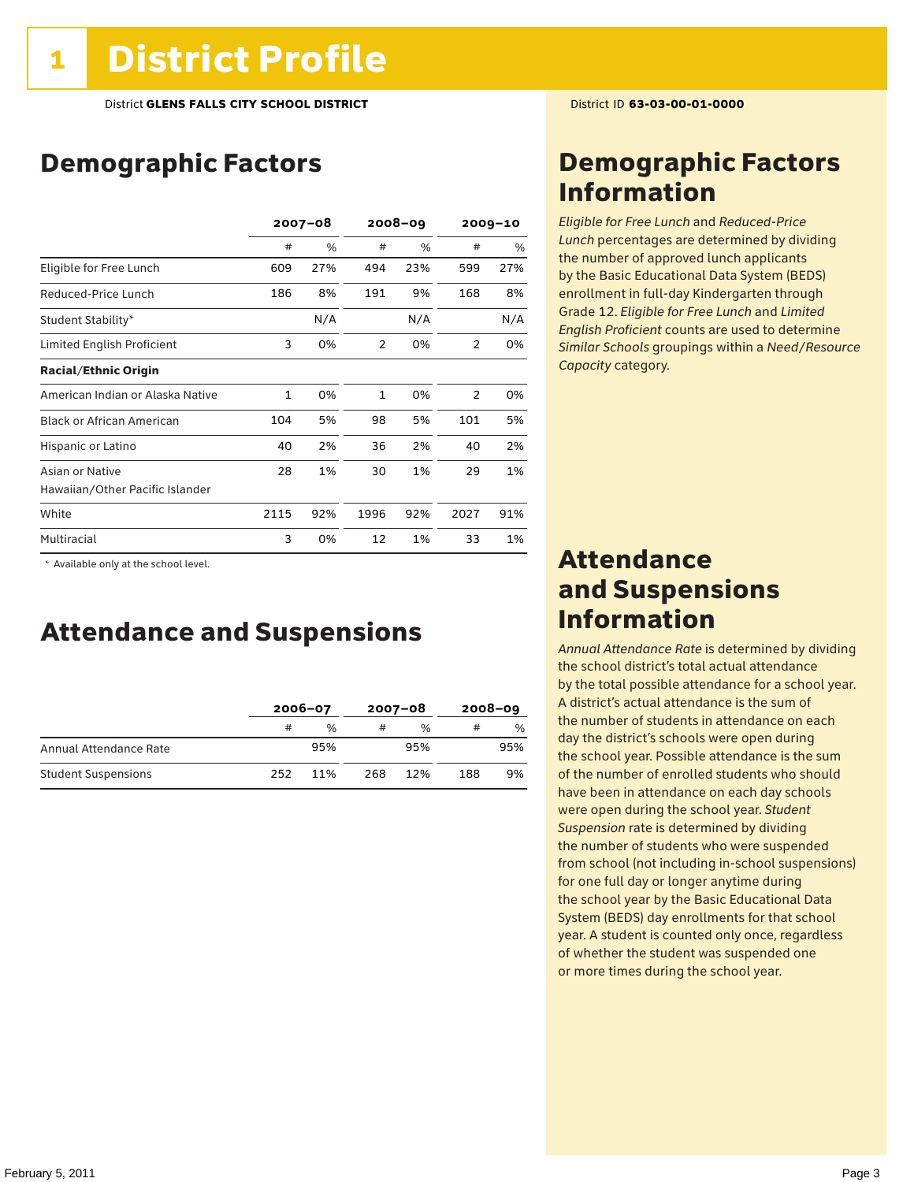# 1 District Profile

District **GLENS FALLS CITY SCHOOL DISTRICT**

District ID **63-03-00-01-0000**

## Demographic Factors

| | 2007–08 | | 2008–09 | | 2009–10 | |
|---|---|---|---|---|---|---|
| | # | % | # | % | # | % |
| Eligible for Free Lunch | 609 | 27% | 494 | 23% | 599 | 27% |
| Reduced-Price Lunch | 186 | 8% | 191 | 9% | 168 | 8% |
| Student Stability* | | N/A | | N/A | | N/A |
| Limited English Proficient | 3 | 0% | 2 | 0% | 2 | 0% |
| **Racial/Ethnic Origin** | | | | | | |
| American Indian or Alaska Native | 1 | 0% | 1 | 0% | 2 | 0% |
| Black or African American | 104 | 5% | 98 | 5% | 101 | 5% |
| Hispanic or Latino | 40 | 2% | 36 | 2% | 40 | 2% |
| Asian or Native Hawaiian/Other Pacific Islander | 28 | 1% | 30 | 1% | 29 | 1% |
| White | 2115 | 92% | 1996 | 92% | 2027 | 91% |
| Multiracial | 3 | 0% | 12 | 1% | 33 | 1% |

\* Available only at the school level.

## Attendance and Suspensions

| | 2006–07 | | 2007–08 | | 2008–09 | |
|---|---|---|---|---|---|---|
| | # | % | # | % | # | % |
| Annual Attendance Rate | | 95% | | 95% | | 95% |
| Student Suspensions | 252 | 11% | 268 | 12% | 188 | 9% |

## Demographic Factors Information

*Eligible for Free Lunch* and *Reduced-Price Lunch* percentages are determined by dividing the number of approved lunch applicants by the Basic Educational Data System (BEDS) enrollment in full-day Kindergarten through Grade 12. *Eligible for Free Lunch* and *Limited English Proficient* counts are used to determine *Similar Schools* groupings within a *Need/Resource Capacity* category.

## Attendance and Suspensions Information

*Annual Attendance Rate* is determined by dividing the school district's total actual attendance by the total possible attendance for a school year. A district's actual attendance is the sum of the number of students in attendance on each day the district's schools were open during the school year. Possible attendance is the sum of the number of enrolled students who should have been in attendance on each day schools were open during the school year. *Student Suspension* rate is determined by dividing the number of students who were suspended from school (not including in-school suspensions) for one full day or longer anytime during the school year by the Basic Educational Data System (BEDS) day enrollments for that school year. A student is counted only once, regardless of whether the student was suspended one or more times during the school year.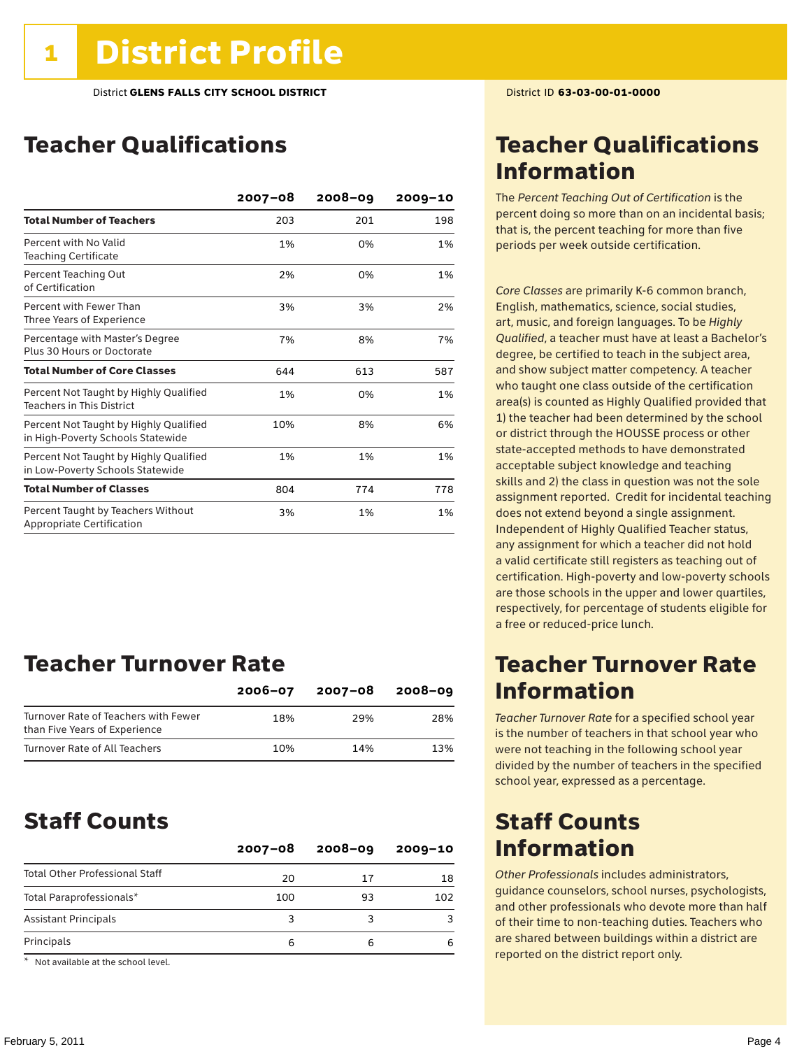# 1 District Profile

District **GLENS FALLS CITY SCHOOL DISTRICT**

District ID **63-03-00-01-0000**

## Teacher Qualifications

| | 2007–08 | 2008–09 | 2009–10 |
|---|---|---|---|
| **Total Number of Teachers** | 203 | 201 | 198 |
| Percent with No Valid Teaching Certificate | 1% | 0% | 1% |
| Percent Teaching Out of Certification | 2% | 0% | 1% |
| Percent with Fewer Than Three Years of Experience | 3% | 3% | 2% |
| Percentage with Master's Degree Plus 30 Hours or Doctorate | 7% | 8% | 7% |
| **Total Number of Core Classes** | 644 | 613 | 587 |
| Percent Not Taught by Highly Qualified Teachers in This District | 1% | 0% | 1% |
| Percent Not Taught by Highly Qualified in High-Poverty Schools Statewide | 10% | 8% | 6% |
| Percent Not Taught by Highly Qualified in Low-Poverty Schools Statewide | 1% | 1% | 1% |
| **Total Number of Classes** | 804 | 774 | 778 |
| Percent Taught by Teachers Without Appropriate Certification | 3% | 1% | 1% |

## Teacher Qualifications Information

The *Percent Teaching Out of Certification* is the percent doing so more than on an incidental basis; that is, the percent teaching for more than five periods per week outside certification.

*Core Classes* are primarily K-6 common branch, English, mathematics, science, social studies, art, music, and foreign languages. To be *Highly Qualified*, a teacher must have at least a Bachelor's degree, be certified to teach in the subject area, and show subject matter competency. A teacher who taught one class outside of the certification area(s) is counted as Highly Qualified provided that 1) the teacher had been determined by the school or district through the HOUSSE process or other state-accepted methods to have demonstrated acceptable subject knowledge and teaching skills and 2) the class in question was not the sole assignment reported. Credit for incidental teaching does not extend beyond a single assignment. Independent of Highly Qualified Teacher status, any assignment for which a teacher did not hold a valid certificate still registers as teaching out of certification. High-poverty and low-poverty schools are those schools in the upper and lower quartiles, respectively, for percentage of students eligible for a free or reduced-price lunch.

## Teacher Turnover Rate

| | 2006–07 | 2007–08 | 2008–09 |
|---|---|---|---|
| Turnover Rate of Teachers with Fewer than Five Years of Experience | 18% | 29% | 28% |
| Turnover Rate of All Teachers | 10% | 14% | 13% |

## Teacher Turnover Rate Information

*Teacher Turnover Rate* for a specified school year is the number of teachers in that school year who were not teaching in the following school year divided by the number of teachers in the specified school year, expressed as a percentage.

## Staff Counts

| | 2007–08 | 2008–09 | 2009–10 |
|---|---|---|---|
| Total Other Professional Staff | 20 | 17 | 18 |
| Total Paraprofessionals* | 100 | 93 | 102 |
| Assistant Principals | 3 | 3 | 3 |
| Principals | 6 | 6 | 6 |

\* Not available at the school level.

## Staff Counts Information

*Other Professionals* includes administrators, guidance counselors, school nurses, psychologists, and other professionals who devote more than half of their time to non-teaching duties. Teachers who are shared between buildings within a district are reported on the district report only.

February 5, 2011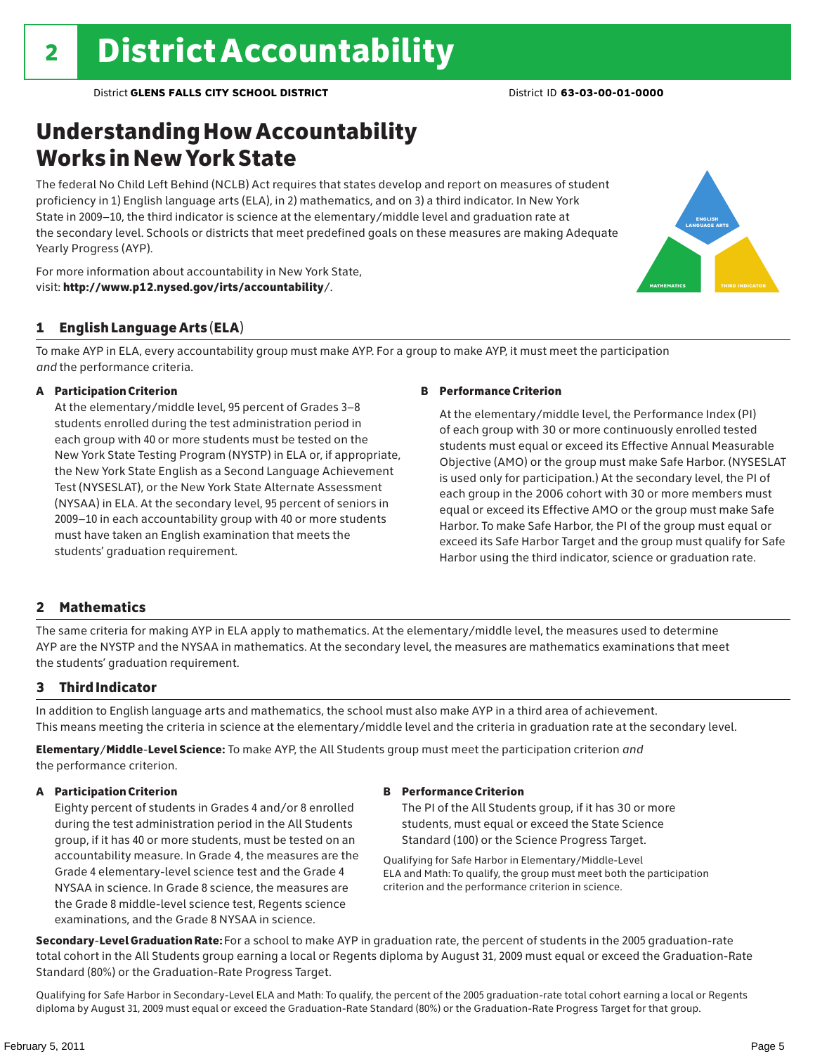# 2 District Accountability

District **GLENS FALLS CITY SCHOOL DISTRICT** District ID **63-03-00-01-0000**

## Understanding How Accountability Works in New York State

The federal No Child Left Behind (NCLB) Act requires that states develop and report on measures of student proficiency in 1) English language arts (ELA), in 2) mathematics, and on 3) a third indicator. In New York State in 2009–10, the third indicator is science at the elementary/middle level and graduation rate at the secondary level. Schools or districts that meet predefined goals on these measures are making Adequate Yearly Progress (AYP).

For more information about accountability in New York State, visit: **http://www.p12.nysed.gov/irts/accountability/**.

ENGLISH LANGUAGE ARTS

MATHEMATICS

THIRD INDICATOR

### 1 English Language Arts (ELA)

To make AYP in ELA, every accountability group must make AYP. For a group to make AYP, it must meet the participation *and* the performance criteria.

**A Participation Criterion**

At the elementary/middle level, 95 percent of Grades 3–8 students enrolled during the test administration period in each group with 40 or more students must be tested on the New York State Testing Program (NYSTP) in ELA or, if appropriate, the New York State English as a Second Language Achievement Test (NYSESLAT), or the New York State Alternate Assessment (NYSAA) in ELA. At the secondary level, 95 percent of seniors in 2009–10 in each accountability group with 40 or more students must have taken an English examination that meets the students' graduation requirement.

**B Performance Criterion**

At the elementary/middle level, the Performance Index (PI) of each group with 30 or more continuously enrolled tested students must equal or exceed its Effective Annual Measurable Objective (AMO) or the group must make Safe Harbor. (NYSESLAT is used only for participation.) At the secondary level, the PI of each group in the 2006 cohort with 30 or more members must equal or exceed its Effective AMO or the group must make Safe Harbor. To make Safe Harbor, the PI of the group must equal or exceed its Safe Harbor Target and the group must qualify for Safe Harbor using the third indicator, science or graduation rate.

### 2 Mathematics

The same criteria for making AYP in ELA apply to mathematics. At the elementary/middle level, the measures used to determine AYP are the NYSTP and the NYSAA in mathematics. At the secondary level, the measures are mathematics examinations that meet the students' graduation requirement.

### 3 Third Indicator

In addition to English language arts and mathematics, the school must also make AYP in a third area of achievement. This means meeting the criteria in science at the elementary/middle level and the criteria in graduation rate at the secondary level.

**Elementary/Middle-Level Science:** To make AYP, the All Students group must meet the participation criterion *and* the performance criterion.

**A Participation Criterion**

Eighty percent of students in Grades 4 and/or 8 enrolled during the test administration period in the All Students group, if it has 40 or more students, must be tested on an accountability measure. In Grade 4, the measures are the Grade 4 elementary-level science test and the Grade 4 NYSAA in science. In Grade 8 science, the measures are the Grade 8 middle-level science test, Regents science examinations, and the Grade 8 NYSAA in science.

**B Performance Criterion**

The PI of the All Students group, if it has 30 or more students, must equal or exceed the State Science Standard (100) or the Science Progress Target.

Qualifying for Safe Harbor in Elementary/Middle-Level ELA and Math: To qualify, the group must meet both the participation criterion and the performance criterion in science.

**Secondary-Level Graduation Rate:** For a school to make AYP in graduation rate, the percent of students in the 2005 graduation-rate total cohort in the All Students group earning a local or Regents diploma by August 31, 2009 must equal or exceed the Graduation-Rate Standard (80%) or the Graduation-Rate Progress Target.

Qualifying for Safe Harbor in Secondary-Level ELA and Math: To qualify, the percent of the 2005 graduation-rate total cohort earning a local or Regents diploma by August 31, 2009 must equal or exceed the Graduation-Rate Standard (80%) or the Graduation-Rate Progress Target for that group.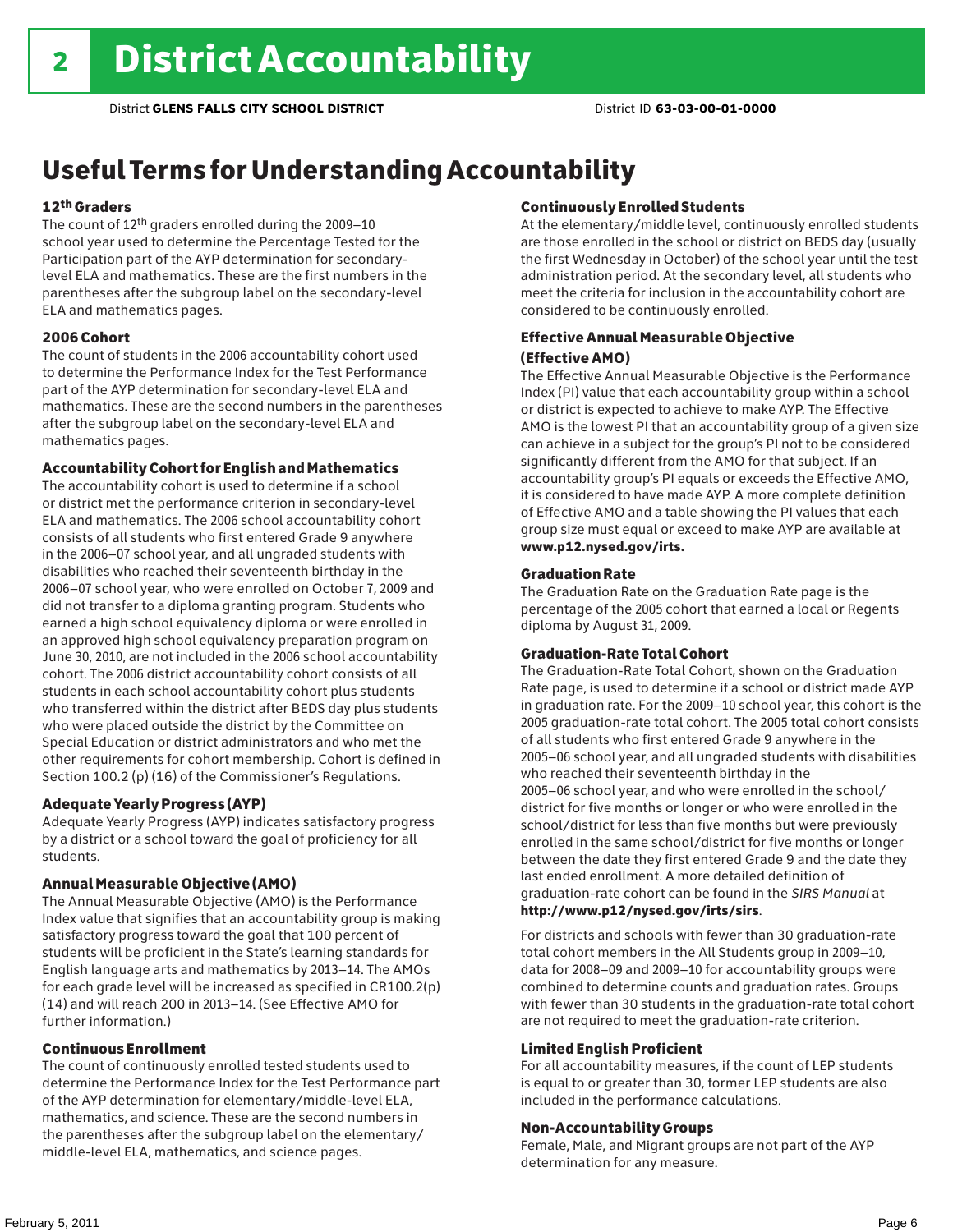# 2 District Accountability

District **GLENS FALLS CITY SCHOOL DISTRICT** District ID **63-03-00-01-0000**

## Useful Terms for Understanding Accountability

### 12th Graders

The count of 12th graders enrolled during the 2009–10 school year used to determine the Percentage Tested for the Participation part of the AYP determination for secondary-level ELA and mathematics. These are the first numbers in the parentheses after the subgroup label on the secondary-level ELA and mathematics pages.

### 2006 Cohort

The count of students in the 2006 accountability cohort used to determine the Performance Index for the Test Performance part of the AYP determination for secondary-level ELA and mathematics. These are the second numbers in the parentheses after the subgroup label on the secondary-level ELA and mathematics pages.

### Accountability Cohort for English and Mathematics

The accountability cohort is used to determine if a school or district met the performance criterion in secondary-level ELA and mathematics. The 2006 school accountability cohort consists of all students who first entered Grade 9 anywhere in the 2006–07 school year, and all ungraded students with disabilities who reached their seventeenth birthday in the 2006–07 school year, who were enrolled on October 7, 2009 and did not transfer to a diploma granting program. Students who earned a high school equivalency diploma or were enrolled in an approved high school equivalency preparation program on June 30, 2010, are not included in the 2006 school accountability cohort. The 2006 district accountability cohort consists of all students in each school accountability cohort plus students who transferred within the district after BEDS day plus students who were placed outside the district by the Committee on Special Education or district administrators and who met the other requirements for cohort membership. Cohort is defined in Section 100.2 (p) (16) of the Commissioner's Regulations.

### Adequate Yearly Progress (AYP)

Adequate Yearly Progress (AYP) indicates satisfactory progress by a district or a school toward the goal of proficiency for all students.

### Annual Measurable Objective (AMO)

The Annual Measurable Objective (AMO) is the Performance Index value that signifies that an accountability group is making satisfactory progress toward the goal that 100 percent of students will be proficient in the State's learning standards for English language arts and mathematics by 2013–14. The AMOs for each grade level will be increased as specified in CR100.2(p)(14) and will reach 200 in 2013–14. (See Effective AMO for further information.)

### Continuous Enrollment

The count of continuously enrolled tested students used to determine the Performance Index for the Test Performance part of the AYP determination for elementary/middle-level ELA, mathematics, and science. These are the second numbers in the parentheses after the subgroup label on the elementary/middle-level ELA, mathematics, and science pages.

### Continuously Enrolled Students

At the elementary/middle level, continuously enrolled students are those enrolled in the school or district on BEDS day (usually the first Wednesday in October) of the school year until the test administration period. At the secondary level, all students who meet the criteria for inclusion in the accountability cohort are considered to be continuously enrolled.

### Effective Annual Measurable Objective (Effective AMO)

The Effective Annual Measurable Objective is the Performance Index (PI) value that each accountability group within a school or district is expected to achieve to make AYP. The Effective AMO is the lowest PI that an accountability group of a given size can achieve in a subject for the group's PI not to be considered significantly different from the AMO for that subject. If an accountability group's PI equals or exceeds the Effective AMO, it is considered to have made AYP. A more complete definition of Effective AMO and a table showing the PI values that each group size must equal or exceed to make AYP are available at **www.p12.nysed.gov/irts.**

### Graduation Rate

The Graduation Rate on the Graduation Rate page is the percentage of the 2005 cohort that earned a local or Regents diploma by August 31, 2009.

### Graduation-Rate Total Cohort

The Graduation-Rate Total Cohort, shown on the Graduation Rate page, is used to determine if a school or district made AYP in graduation rate. For the 2009–10 school year, this cohort is the 2005 graduation-rate total cohort. The 2005 total cohort consists of all students who first entered Grade 9 anywhere in the 2005–06 school year, and all ungraded students with disabilities who reached their seventeenth birthday in the 2005–06 school year, and who were enrolled in the school/district for five months or longer or who were enrolled in the school/district for less than five months but were previously enrolled in the same school/district for five months or longer between the date they first entered Grade 9 and the date they last ended enrollment. A more detailed definition of graduation-rate cohort can be found in the *SIRS Manual* at **http://www.p12/nysed.gov/irts/sirs**.

For districts and schools with fewer than 30 graduation-rate total cohort members in the All Students group in 2009–10, data for 2008–09 and 2009–10 for accountability groups were combined to determine counts and graduation rates. Groups with fewer than 30 students in the graduation-rate total cohort are not required to meet the graduation-rate criterion.

### Limited English Proficient

For all accountability measures, if the count of LEP students is equal to or greater than 30, former LEP students are also included in the performance calculations.

### Non-Accountability Groups

Female, Male, and Migrant groups are not part of the AYP determination for any measure.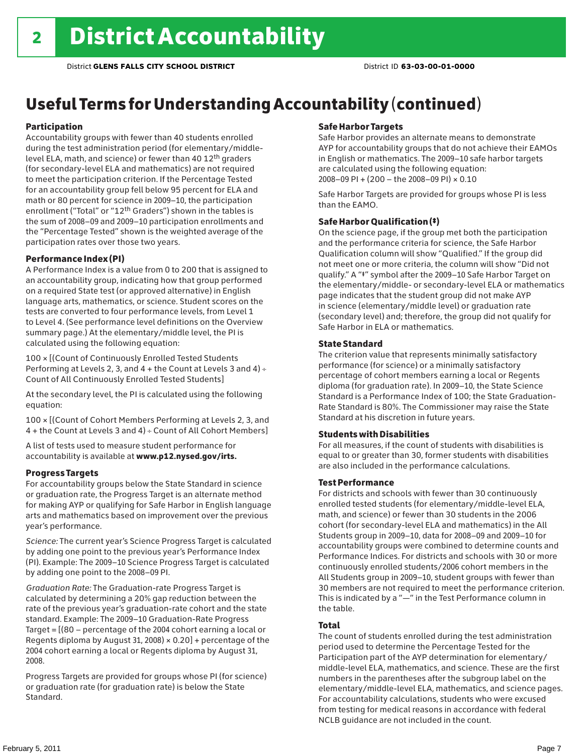# 2 District Accountability

District **GLENS FALLS CITY SCHOOL DISTRICT** District ID **63-03-00-01-0000**

## Useful Terms for Understanding Accountability (continued)

### Participation

Accountability groups with fewer than 40 students enrolled during the test administration period (for elementary/middle-level ELA, math, and science) or fewer than 40 12th graders (for secondary-level ELA and mathematics) are not required to meet the participation criterion. If the Percentage Tested for an accountability group fell below 95 percent for ELA and math or 80 percent for science in 2009–10, the participation enrollment ("Total" or "12th Graders") shown in the tables is the sum of 2008–09 and 2009–10 participation enrollments and the "Percentage Tested" shown is the weighted average of the participation rates over those two years.

### Performance Index (PI)

A Performance Index is a value from 0 to 200 that is assigned to an accountability group, indicating how that group performed on a required State test (or approved alternative) in English language arts, mathematics, or science. Student scores on the tests are converted to four performance levels, from Level 1 to Level 4. (See performance level definitions on the Overview summary page.) At the elementary/middle level, the PI is calculated using the following equation:

100 × [(Count of Continuously Enrolled Tested Students Performing at Levels 2, 3, and 4 + the Count at Levels 3 and 4) ÷ Count of All Continuously Enrolled Tested Students]

At the secondary level, the PI is calculated using the following equation:

100 × [(Count of Cohort Members Performing at Levels 2, 3, and 4 + the Count at Levels 3 and 4) ÷ Count of All Cohort Members]

A list of tests used to measure student performance for accountability is available at **www.p12.nysed.gov/irts.**

### Progress Targets

For accountability groups below the State Standard in science or graduation rate, the Progress Target is an alternate method for making AYP or qualifying for Safe Harbor in English language arts and mathematics based on improvement over the previous year's performance.

*Science:* The current year's Science Progress Target is calculated by adding one point to the previous year's Performance Index (PI). Example: The 2009–10 Science Progress Target is calculated by adding one point to the 2008–09 PI.

*Graduation Rate:* The Graduation-rate Progress Target is calculated by determining a 20% gap reduction between the rate of the previous year's graduation-rate cohort and the state standard. Example: The 2009–10 Graduation-Rate Progress Target = [(80 – percentage of the 2004 cohort earning a local or Regents diploma by August 31, 2008) × 0.20] + percentage of the 2004 cohort earning a local or Regents diploma by August 31, 2008.

Progress Targets are provided for groups whose PI (for science) or graduation rate (for graduation rate) is below the State Standard.

### Safe Harbor Targets

Safe Harbor provides an alternate means to demonstrate AYP for accountability groups that do not achieve their EAMOs in English or mathematics. The 2009–10 safe harbor targets are calculated using the following equation:
2008–09 PI + (200 – the 2008–09 PI) × 0.10

Safe Harbor Targets are provided for groups whose PI is less than the EAMO.

### Safe Harbor Qualification (‡)

On the science page, if the group met both the participation and the performance criteria for science, the Safe Harbor Qualification column will show "Qualified." If the group did not meet one or more criteria, the column will show "Did not qualify." A "‡" symbol after the 2009–10 Safe Harbor Target on the elementary/middle- or secondary-level ELA or mathematics page indicates that the student group did not make AYP in science (elementary/middle level) or graduation rate (secondary level) and; therefore, the group did not qualify for Safe Harbor in ELA or mathematics.

### State Standard

The criterion value that represents minimally satisfactory performance (for science) or a minimally satisfactory percentage of cohort members earning a local or Regents diploma (for graduation rate). In 2009–10, the State Science Standard is a Performance Index of 100; the State Graduation-Rate Standard is 80%. The Commissioner may raise the State Standard at his discretion in future years.

### Students with Disabilities

For all measures, if the count of students with disabilities is equal to or greater than 30, former students with disabilities are also included in the performance calculations.

### Test Performance

For districts and schools with fewer than 30 continuously enrolled tested students (for elementary/middle-level ELA, math, and science) or fewer than 30 students in the 2006 cohort (for secondary-level ELA and mathematics) in the All Students group in 2009–10, data for 2008–09 and 2009–10 for accountability groups were combined to determine counts and Performance Indices. For districts and schools with 30 or more continuously enrolled students/2006 cohort members in the All Students group in 2009–10, student groups with fewer than 30 members are not required to meet the performance criterion. This is indicated by a "—" in the Test Performance column in the table.

### Total

The count of students enrolled during the test administration period used to determine the Percentage Tested for the Participation part of the AYP determination for elementary/middle-level ELA, mathematics, and science. These are the first numbers in the parentheses after the subgroup label on the elementary/middle-level ELA, mathematics, and science pages. For accountability calculations, students who were excused from testing for medical reasons in accordance with federal NCLB guidance are not included in the count.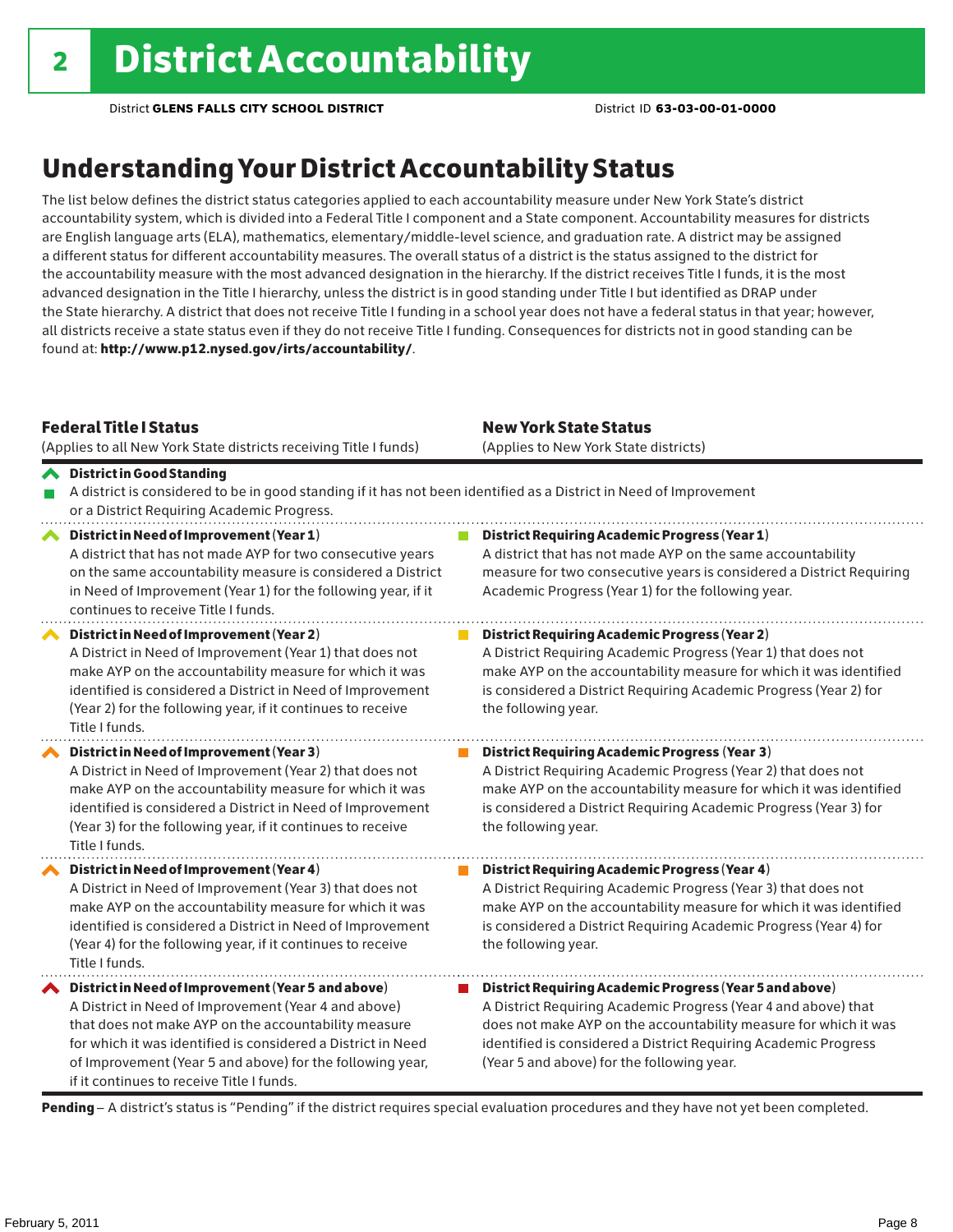# 2 District Accountability

District **GLENS FALLS CITY SCHOOL DISTRICT** District ID **63-03-00-01-0000**

## Understanding Your District Accountability Status

The list below defines the district status categories applied to each accountability measure under New York State's district accountability system, which is divided into a Federal Title I component and a State component. Accountability measures for districts are English language arts (ELA), mathematics, elementary/middle-level science, and graduation rate. A district may be assigned a different status for different accountability measures. The overall status of a district is the status assigned to the district for the accountability measure with the most advanced designation in the hierarchy. If the district receives Title I funds, it is the most advanced designation in the Title I hierarchy, unless the district is in good standing under Title I but identified as DRAP under the State hierarchy. A district that does not receive Title I funding in a school year does not have a federal status in that year; however, all districts receive a state status even if they do not receive Title I funding. Consequences for districts not in good standing can be found at: **http://www.p12.nysed.gov/irts/accountability/**.

| **Federal Title I Status** (Applies to all New York State districts receiving Title I funds) | **New York State Status** (Applies to New York State districts) |
|---|---|
| **District in Good Standing** A district is considered to be in good standing if it has not been identified as a District in Need of Improvement or a District Requiring Academic Progress. | |
| **District in Need of Improvement (Year 1)** A district that has not made AYP for two consecutive years on the same accountability measure is considered a District in Need of Improvement (Year 1) for the following year, if it continues to receive Title I funds. | **District Requiring Academic Progress (Year 1)** A district that has not made AYP on the same accountability measure for two consecutive years is considered a District Requiring Academic Progress (Year 1) for the following year. |
| **District in Need of Improvement (Year 2)** A District in Need of Improvement (Year 1) that does not make AYP on the accountability measure for which it was identified is considered a District in Need of Improvement (Year 2) for the following year, if it continues to receive Title I funds. | **District Requiring Academic Progress (Year 2)** A District Requiring Academic Progress (Year 1) that does not make AYP on the accountability measure for which it was identified is considered a District Requiring Academic Progress (Year 2) for the following year. |
| **District in Need of Improvement (Year 3)** A District in Need of Improvement (Year 2) that does not make AYP on the accountability measure for which it was identified is considered a District in Need of Improvement (Year 3) for the following year, if it continues to receive Title I funds. | **District Requiring Academic Progress (Year 3)** A District Requiring Academic Progress (Year 2) that does not make AYP on the accountability measure for which it was identified is considered a District Requiring Academic Progress (Year 3) for the following year. |
| **District in Need of Improvement (Year 4)** A District in Need of Improvement (Year 3) that does not make AYP on the accountability measure for which it was identified is considered a District in Need of Improvement (Year 4) for the following year, if it continues to receive Title I funds. | **District Requiring Academic Progress (Year 4)** A District Requiring Academic Progress (Year 3) that does not make AYP on the accountability measure for which it was identified is considered a District Requiring Academic Progress (Year 4) for the following year. |
| **District in Need of Improvement (Year 5 and above)** A District in Need of Improvement (Year 4 and above) that does not make AYP on the accountability measure for which it was identified is considered a District in Need of Improvement (Year 5 and above) for the following year, if it continues to receive Title I funds. | **District Requiring Academic Progress (Year 5 and above)** A District Requiring Academic Progress (Year 4 and above) that does not make AYP on the accountability measure for which it was identified is considered a District Requiring Academic Progress (Year 5 and above) for the following year. |

**Pending** – A district's status is "Pending" if the district requires special evaluation procedures and they have not yet been completed.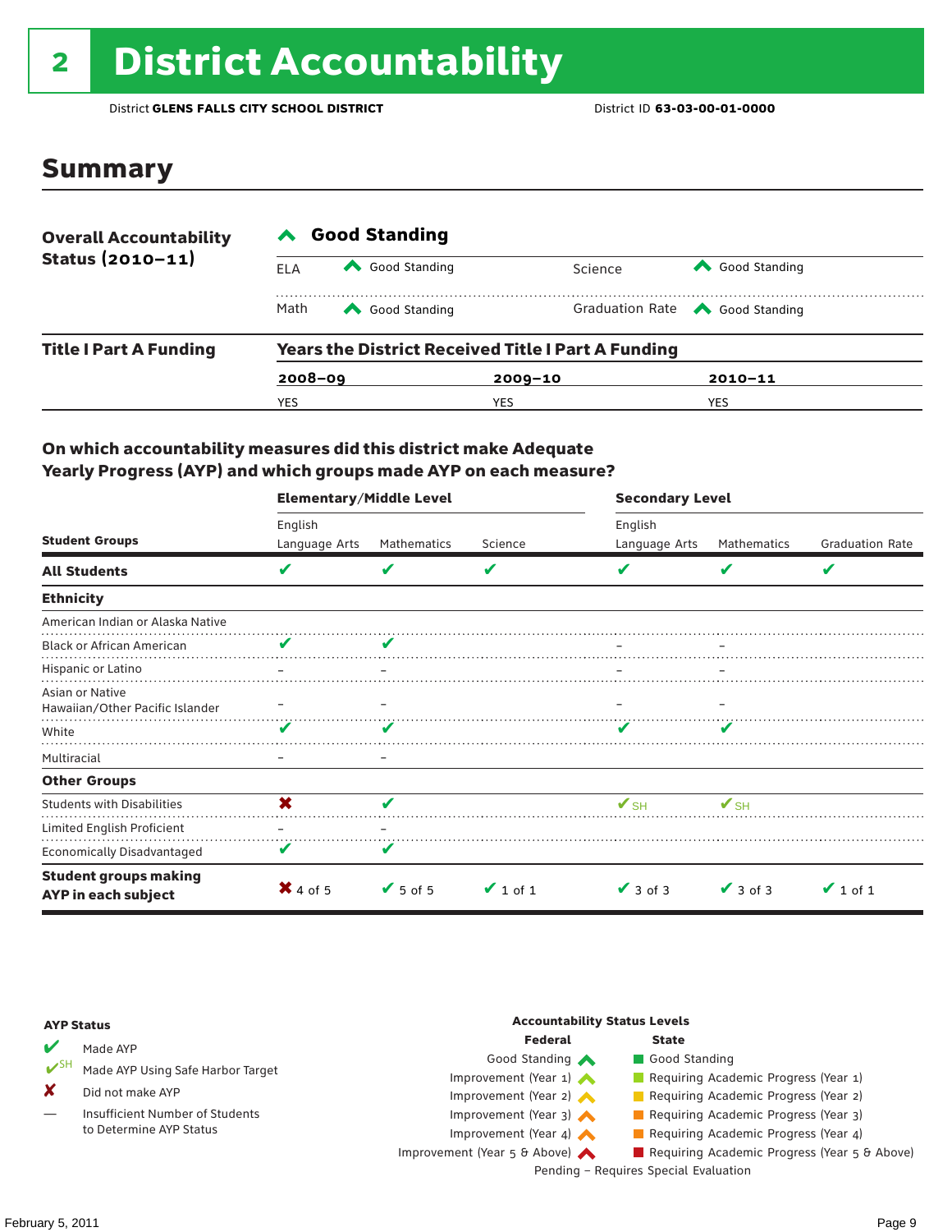# 2 District Accountability

District **GLENS FALLS CITY SCHOOL DISTRICT** District ID **63-03-00-01-0000**

## Summary

| | | | | |
|---|---|---|---|---|
| **Overall Accountability Status (2010–11)** | **Good Standing** | | | |
| | ELA | Good Standing | Science | Good Standing |
| | Math | Good Standing | Graduation Rate | Good Standing |

**Title I Part A Funding**

**Years the District Received Title I Part A Funding**

| 2008–09 | 2009–10 | 2010–11 |
|---|---|---|
| YES | YES | YES |

### On which accountability measures did this district make Adequate Yearly Progress (AYP) and which groups made AYP on each measure?

| | Elementary/Middle Level | | | Secondary Level | | |
|---|---|---|---|---|---|---|
| **Student Groups** | English Language Arts | Mathematics | Science | English Language Arts | Mathematics | Graduation Rate |
| **All Students** | ✔ | ✔ | ✔ | ✔ | ✔ | ✔ |
| **Ethnicity** | | | | | | |
| American Indian or Alaska Native | | | | | | |
| Black or African American | ✔ | ✔ | | – | – | |
| Hispanic or Latino | – | – | | – | – | |
| Asian or Native Hawaiian/Other Pacific Islander | – | – | | – | – | |
| White | ✔ | ✔ | | ✔ | ✔ | |
| Multiracial | – | – | | | | |
| **Other Groups** | | | | | | |
| Students with Disabilities | ✘ | ✔ | | ✔SH | ✔SH | |
| Limited English Proficient | – | – | | | | |
| Economically Disadvantaged | ✔ | ✔ | | | | |
| **Student groups making AYP in each subject** | ✘ 4 of 5 | ✔ 5 of 5 | ✔ 1 of 1 | ✔ 3 of 3 | ✔ 3 of 3 | ✔ 1 of 1 |

**AYP Status**

- ✔ Made AYP
- ✔SH Made AYP Using Safe Harbor Target
- ✘ Did not make AYP
- — Insufficient Number of Students to Determine AYP Status

**Accountability Status Levels**

| Federal | State |
|---|---|
| Good Standing | Good Standing |
| Improvement (Year 1) | Requiring Academic Progress (Year 1) |
| Improvement (Year 2) | Requiring Academic Progress (Year 2) |
| Improvement (Year 3) | Requiring Academic Progress (Year 3) |
| Improvement (Year 4) | Requiring Academic Progress (Year 4) |
| Improvement (Year 5 & Above) | Requiring Academic Progress (Year 5 & Above) |

Pending – Requires Special Evaluation

February 5, 2011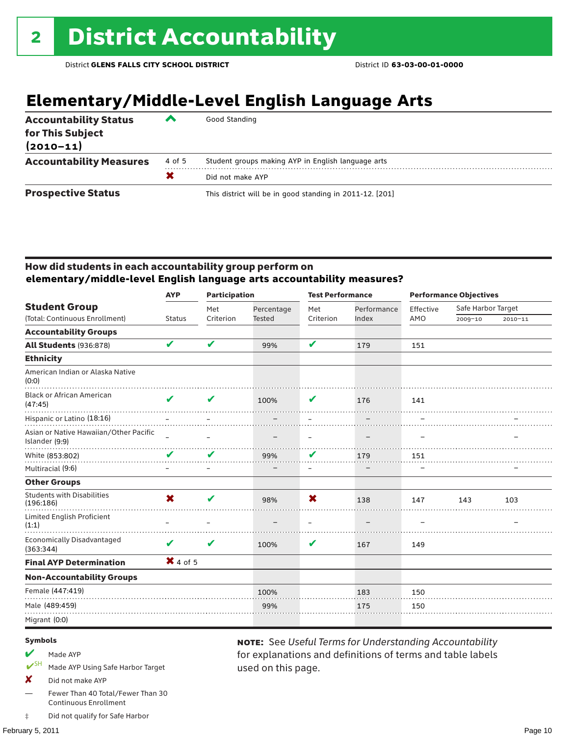# 2 District Accountability

District **GLENS FALLS CITY SCHOOL DISTRICT** District ID **63-03-00-01-0000**

## Elementary/Middle-Level English Language Arts

| | | |
|---|---|---|
| **Accountability Status for This Subject (2010–11)** | ^ | Good Standing |
| **Accountability Measures** | 4 of 5 | Student groups making AYP in English language arts |
| | ✖ | Did not make AYP |
| **Prospective Status** | | This district will be in good standing in 2011-12. [201] |

### How did students in each accountability group perform on elementary/middle-level English language arts accountability measures?

| Student Group (Total: Continuous Enrollment) | AYP Status | Participation: Met Criterion | Participation: Percentage Tested | Test Performance: Met Criterion | Test Performance: Performance Index | Performance Objectives: Effective AMO | Safe Harbor Target 2009–10 | Safe Harbor Target 2010–11 |
|---|---|---|---|---|---|---|---|---|
| **Accountability Groups** | | | | | | | | |
| **All Students** (936:878) | ✔ | ✔ | 99% | ✔ | 179 | 151 | | |
| **Ethnicity** | | | | | | | | |
| American Indian or Alaska Native (0:0) | | | | | | | | |
| Black or African American (47:45) | ✔ | ✔ | 100% | ✔ | 176 | 141 | | |
| Hispanic or Latino (18:16) | – | – | – | – | – | – | | – |
| Asian or Native Hawaiian/Other Pacific Islander (9:9) | – | – | – | – | – | – | | – |
| White (853:802) | ✔ | ✔ | 99% | ✔ | 179 | 151 | | |
| Multiracial (9:6) | – | – | – | – | – | – | | – |
| **Other Groups** | | | | | | | | |
| Students with Disabilities (196:186) | ✖ | ✔ | 98% | ✖ | 138 | 147 | 143 | 103 |
| Limited English Proficient (1:1) | – | – | – | – | – | – | | – |
| Economically Disadvantaged (363:344) | ✔ | ✔ | 100% | ✔ | 167 | 149 | | |
| **Final AYP Determination** | ✖ 4 of 5 | | | | | | | |
| **Non-Accountability Groups** | | | | | | | | |
| Female (447:419) | | | 100% | | 183 | 150 | | |
| Male (489:459) | | | 99% | | 175 | 150 | | |
| Migrant (0:0) | | | | | | | | |

**Symbols**

- ✔ Made AYP
- ✔SH Made AYP Using Safe Harbor Target
- ✖ Did not make AYP
- — Fewer Than 40 Total/Fewer Than 30 Continuous Enrollment
- ‡ Did not qualify for Safe Harbor

**NOTE:** See *Useful Terms for Understanding Accountability* for explanations and definitions of terms and table labels used on this page.

February 5, 2011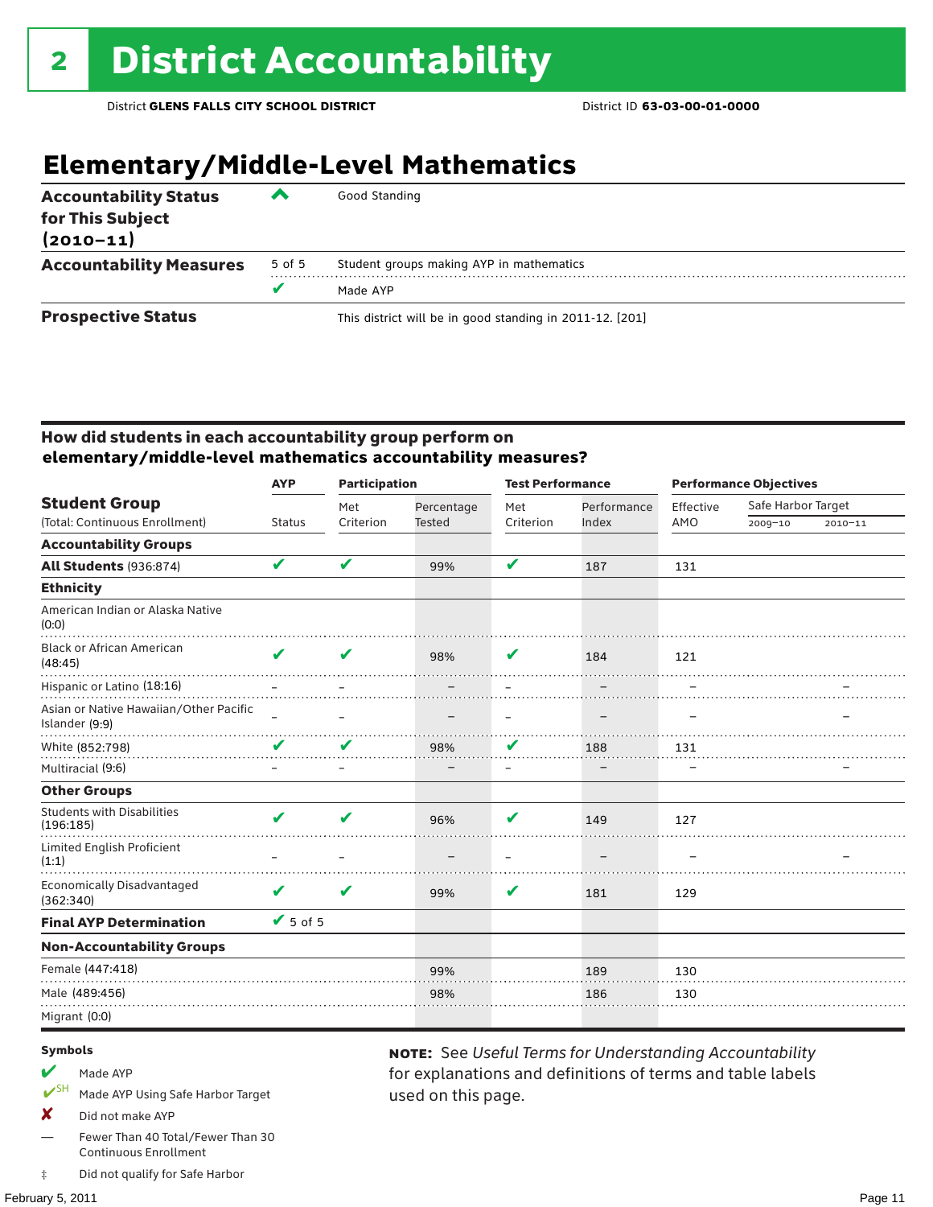# 2 District Accountability

District **GLENS FALLS CITY SCHOOL DISTRICT** District ID **63-03-00-01-0000**

## Elementary/Middle-Level Mathematics

| | | |
|---|---|---|
| **Accountability Status for This Subject (2010–11)** | ^ | Good Standing |
| **Accountability Measures** | 5 of 5 | Student groups making AYP in mathematics |
| | ✔ | Made AYP |
| **Prospective Status** | | This district will be in good standing in 2011-12. [201] |

### How did students in each accountability group perform on elementary/middle-level mathematics accountability measures?

| Student Group (Total: Continuous Enrollment) | AYP Status | Participation Met Criterion | Participation Percentage Tested | Test Performance Met Criterion | Test Performance Performance Index | Performance Objectives Effective AMO | Safe Harbor Target 2009–10 | Safe Harbor Target 2010–11 |
|---|---|---|---|---|---|---|---|---|
| **Accountability Groups** | | | | | | | | |
| **All Students** (936:874) | ✔ | ✔ | 99% | ✔ | 187 | 131 | | |
| **Ethnicity** | | | | | | | | |
| American Indian or Alaska Native (0:0) | | | | | | | | |
| Black or African American (48:45) | ✔ | ✔ | 98% | ✔ | 184 | 121 | | |
| Hispanic or Latino (18:16) | – | – | – | – | – | – | | – |
| Asian or Native Hawaiian/Other Pacific Islander (9:9) | – | – | – | – | – | – | | – |
| White (852:798) | ✔ | ✔ | 98% | ✔ | 188 | 131 | | |
| Multiracial (9:6) | – | – | – | – | – | – | | – |
| **Other Groups** | | | | | | | | |
| Students with Disabilities (196:185) | ✔ | ✔ | 96% | ✔ | 149 | 127 | | |
| Limited English Proficient (1:1) | – | – | – | – | – | – | | – |
| Economically Disadvantaged (362:340) | ✔ | ✔ | 99% | ✔ | 181 | 129 | | |
| **Final AYP Determination** | ✔ 5 of 5 | | | | | | | |
| **Non-Accountability Groups** | | | | | | | | |
| Female (447:418) | | | 99% | | 189 | 130 | | |
| Male (489:456) | | | 98% | | 186 | 130 | | |
| Migrant (0:0) | | | | | | | | |

**Symbols**

- ✔ Made AYP
- ✔SH Made AYP Using Safe Harbor Target
- ✘ Did not make AYP
- — Fewer Than 40 Total/Fewer Than 30 Continuous Enrollment
- ‡ Did not qualify for Safe Harbor

**NOTE:** See *Useful Terms for Understanding Accountability* for explanations and definitions of terms and table labels used on this page.

February 5, 2011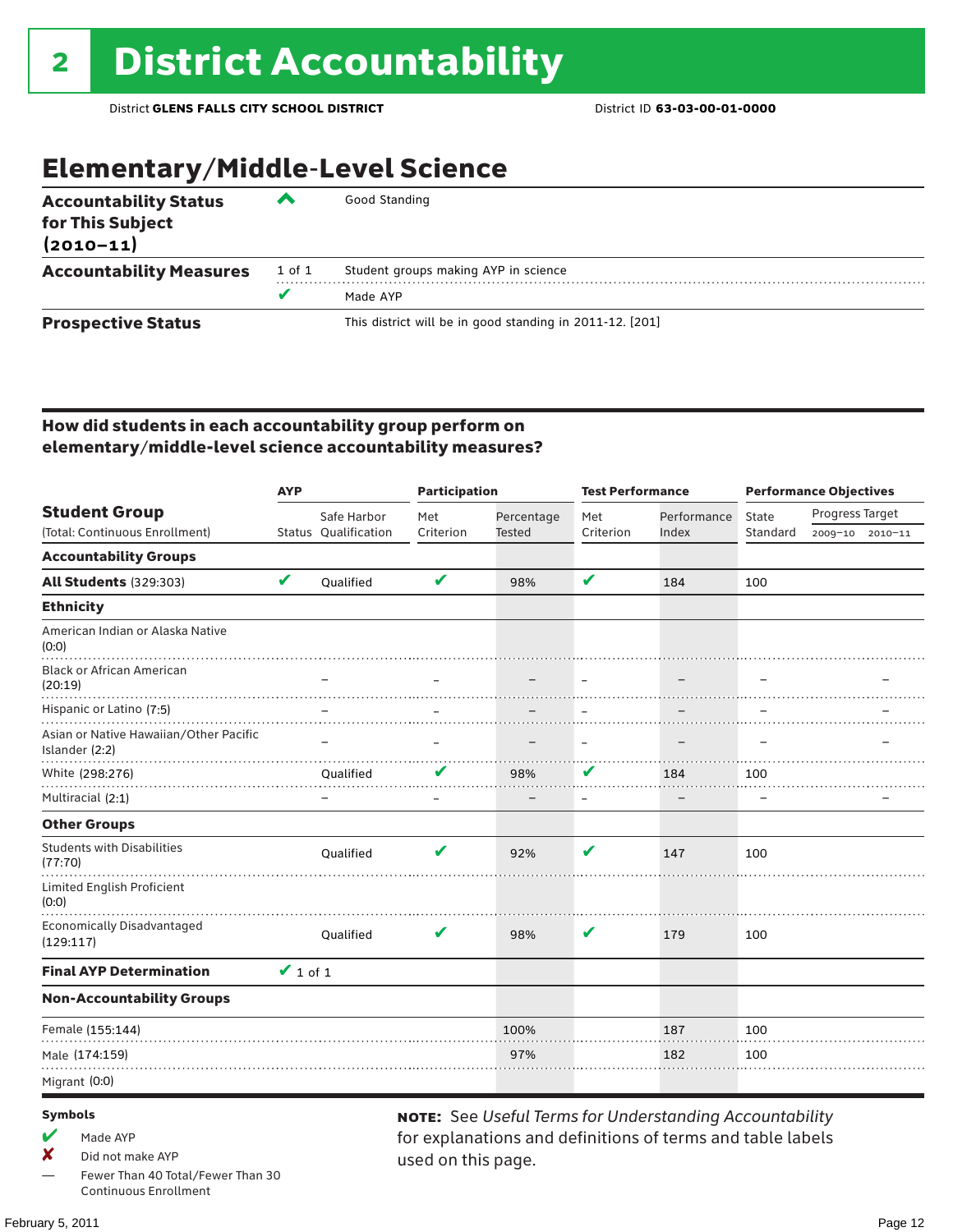# 2 District Accountability

District **GLENS FALLS CITY SCHOOL DISTRICT** District ID **63-03-00-01-0000**

## Elementary/Middle-Level Science

| | | |
|---|---|---|
| **Accountability Status for This Subject (2010–11)** | ^ | Good Standing |
| **Accountability Measures** | 1 of 1 | Student groups making AYP in science |
| | ✔ | Made AYP |
| **Prospective Status** | | This district will be in good standing in 2011-12. [201] |

### How did students in each accountability group perform on elementary/middle-level science accountability measures?

| Student Group (Total: Continuous Enrollment) | AYP Status | AYP Safe Harbor Qualification | Participation Met Criterion | Participation Percentage Tested | Test Performance Met Criterion | Test Performance Performance Index | Performance Objectives State Standard | Progress Target 2009–10 | Progress Target 2010–11 |
|---|---|---|---|---|---|---|---|---|---|
| **Accountability Groups** | | | | | | | | | |
| **All Students** (329:303) | ✔ | Qualified | ✔ | 98% | ✔ | 184 | 100 | | |
| **Ethnicity** | | | | | | | | | |
| American Indian or Alaska Native (0:0) | | | | | | | | | |
| Black or African American (20:19) | | – | – | – | – | – | – | | – |
| Hispanic or Latino (7:5) | | – | – | – | – | – | – | | – |
| Asian or Native Hawaiian/Other Pacific Islander (2:2) | | – | – | – | – | – | – | | – |
| White (298:276) | | Qualified | ✔ | 98% | ✔ | 184 | 100 | | |
| Multiracial (2:1) | | – | – | – | – | – | – | | – |
| **Other Groups** | | | | | | | | | |
| Students with Disabilities (77:70) | | Qualified | ✔ | 92% | ✔ | 147 | 100 | | |
| Limited English Proficient (0:0) | | | | | | | | | |
| Economically Disadvantaged (129:117) | | Qualified | ✔ | 98% | ✔ | 179 | 100 | | |
| **Final AYP Determination** | ✔ 1 of 1 | | | | | | | | |
| **Non-Accountability Groups** | | | | | | | | | |
| Female (155:144) | | | | 100% | | 187 | 100 | | |
| Male (174:159) | | | | 97% | | 182 | 100 | | |
| Migrant (0:0) | | | | | | | | | |

**Symbols**

✔ Made AYP

✘ Did not make AYP

— Fewer Than 40 Total/Fewer Than 30 Continuous Enrollment

**NOTE:** See *Useful Terms for Understanding Accountability* for explanations and definitions of terms and table labels used on this page.

February 5, 2011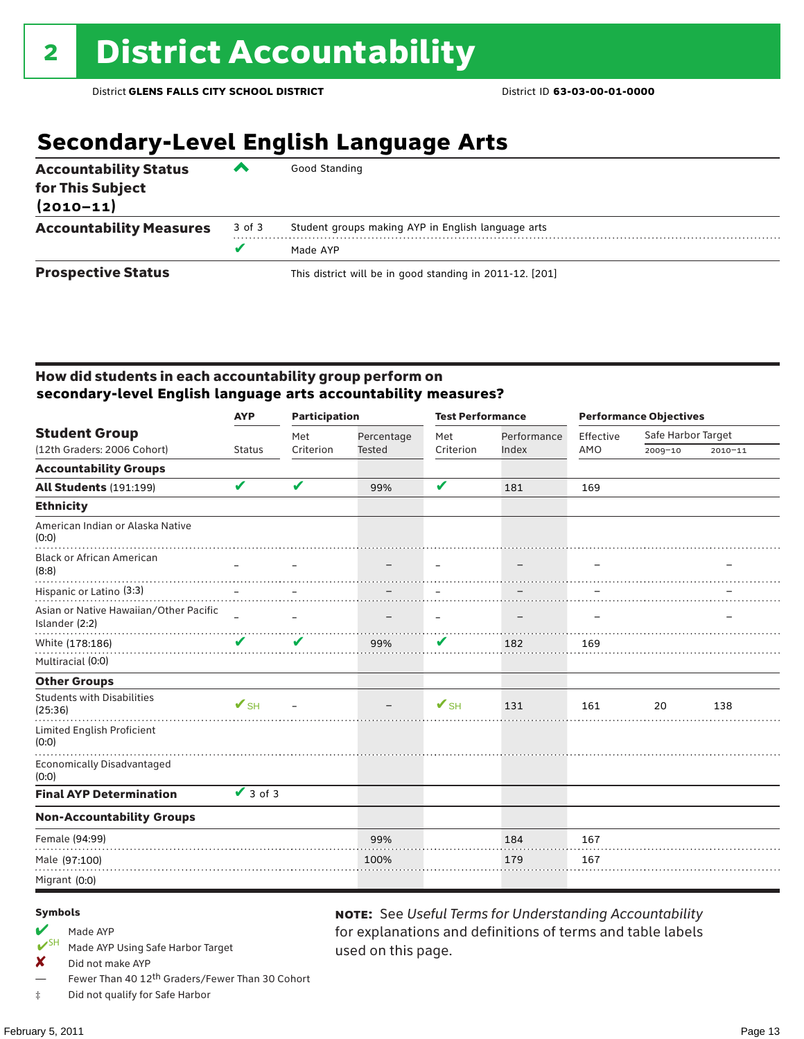# 2 District Accountability

District **GLENS FALLS CITY SCHOOL DISTRICT** District ID **63-03-00-01-0000**

## Secondary-Level English Language Arts

| | | |
|---|---|---|
| **Accountability Status for This Subject (2010–11)** | ^ | Good Standing |
| **Accountability Measures** | 3 of 3 | Student groups making AYP in English language arts |
| | ✔ | Made AYP |
| **Prospective Status** | | This district will be in good standing in 2011-12. [201] |

### How did students in each accountability group perform on secondary-level English language arts accountability measures?

| Student Group (12th Graders: 2006 Cohort) | AYP Status | Participation: Met Criterion | Participation: Percentage Tested | Test Performance: Met Criterion | Test Performance: Performance Index | Performance Objectives: Effective AMO | Safe Harbor Target 2009–10 | Safe Harbor Target 2010–11 |
|---|---|---|---|---|---|---|---|---|
| **Accountability Groups** | | | | | | | | |
| **All Students** (191:199) | ✔ | ✔ | 99% | ✔ | 181 | 169 | | |
| **Ethnicity** | | | | | | | | |
| American Indian or Alaska Native (0:0) | | | | | | | | |
| Black or African American (8:8) | – | – | – | – | – | – | | – |
| Hispanic or Latino (3:3) | – | – | – | – | – | – | | – |
| Asian or Native Hawaiian/Other Pacific Islander (2:2) | – | – | – | – | – | – | | – |
| White (178:186) | ✔ | ✔ | 99% | ✔ | 182 | 169 | | |
| Multiracial (0:0) | | | | | | | | |
| **Other Groups** | | | | | | | | |
| Students with Disabilities (25:36) | ✔SH | – | – | ✔SH | 131 | 161 | 20 | 138 |
| Limited English Proficient (0:0) | | | | | | | | |
| Economically Disadvantaged (0:0) | | | | | | | | |
| **Final AYP Determination** | ✔ 3 of 3 | | | | | | | |
| **Non-Accountability Groups** | | | | | | | | |
| Female (94:99) | | | 99% | | 184 | 167 | | |
| Male (97:100) | | | 100% | | 179 | 167 | | |
| Migrant (0:0) | | | | | | | | |

**Symbols**

- ✔ Made AYP
- ✔SH Made AYP Using Safe Harbor Target
- ✘ Did not make AYP
- — Fewer Than 40 12th Graders/Fewer Than 30 Cohort
- ‡ Did not qualify for Safe Harbor

**NOTE:** See *Useful Terms for Understanding Accountability* for explanations and definitions of terms and table labels used on this page.

February 5, 2011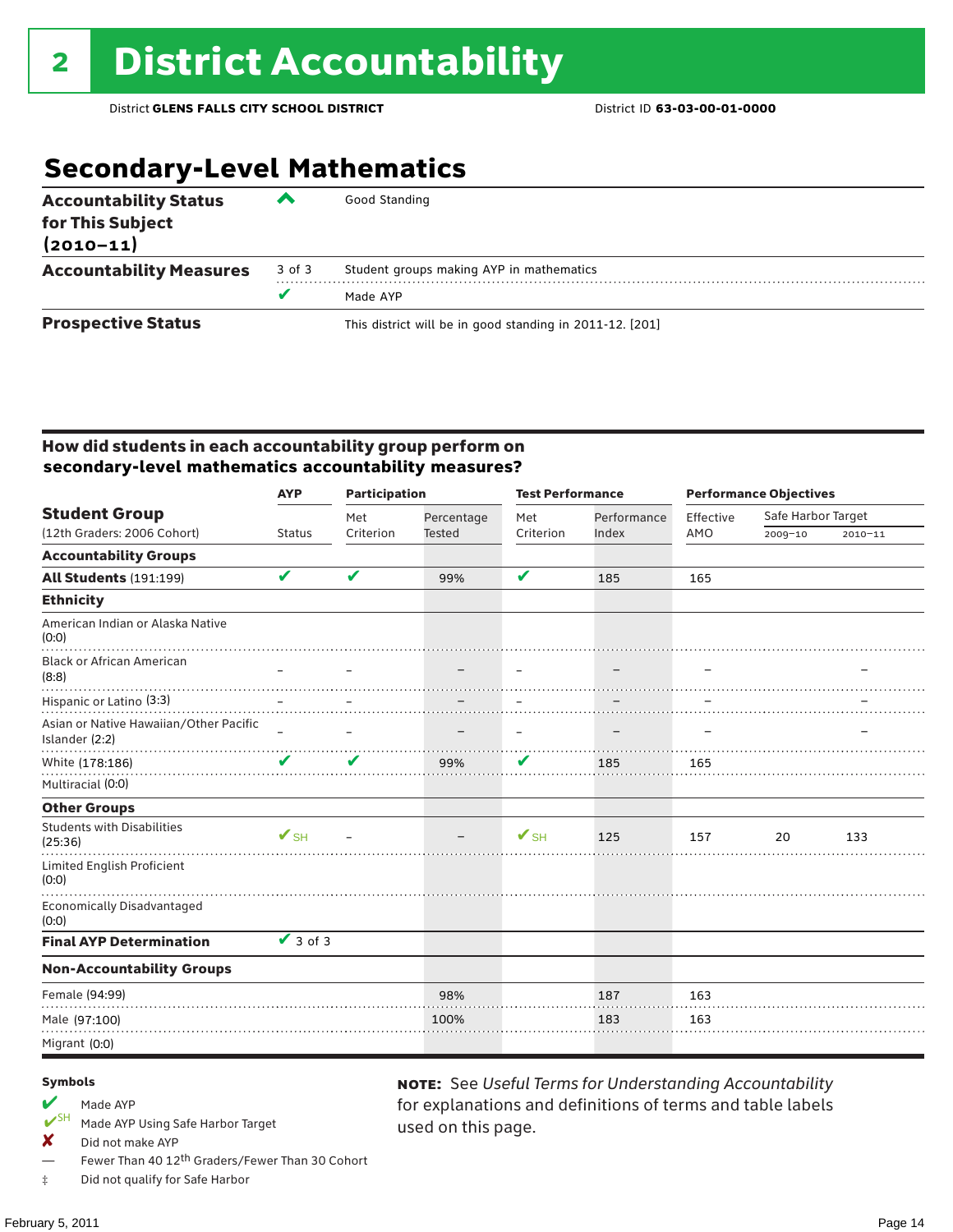# 2 District Accountability

District **GLENS FALLS CITY SCHOOL DISTRICT** District ID **63-03-00-01-0000**

## Secondary-Level Mathematics

| | | |
|---|---|---|
| **Accountability Status for This Subject (2010–11)** | ^ | Good Standing |
| **Accountability Measures** | 3 of 3 | Student groups making AYP in mathematics |
| | ✔ | Made AYP |
| **Prospective Status** | | This district will be in good standing in 2011-12. [201] |

### How did students in each accountability group perform on secondary-level mathematics accountability measures?

| Student Group (12th Graders: 2006 Cohort) | AYP Status | Participation: Met Criterion | Participation: Percentage Tested | Test Performance: Met Criterion | Test Performance: Performance Index | Performance Objectives: Effective AMO | Safe Harbor Target 2009–10 | Safe Harbor Target 2010–11 |
|---|---|---|---|---|---|---|---|---|
| **Accountability Groups** | | | | | | | | |
| **All Students** (191:199) | ✔ | ✔ | 99% | ✔ | 185 | 165 | | |
| **Ethnicity** | | | | | | | | |
| American Indian or Alaska Native (0:0) | | | | | | | | |
| Black or African American (8:8) | – | – | – | – | – | – | | – |
| Hispanic or Latino (3:3) | – | – | – | – | – | – | | – |
| Asian or Native Hawaiian/Other Pacific Islander (2:2) | – | – | – | – | – | – | | – |
| White (178:186) | ✔ | ✔ | 99% | ✔ | 185 | 165 | | |
| Multiracial (0:0) | | | | | | | | |
| **Other Groups** | | | | | | | | |
| Students with Disabilities (25:36) | ✔SH | – | – | ✔SH | 125 | 157 | 20 | 133 |
| Limited English Proficient (0:0) | | | | | | | | |
| Economically Disadvantaged (0:0) | | | | | | | | |
| **Final AYP Determination** | ✔ 3 of 3 | | | | | | | |
| **Non-Accountability Groups** | | | | | | | | |
| Female (94:99) | | | 98% | | 187 | 163 | | |
| Male (97:100) | | | 100% | | 183 | 163 | | |
| Migrant (0:0) | | | | | | | | |

**Symbols**

- ✔ Made AYP
- ✔SH Made AYP Using Safe Harbor Target
- ✘ Did not make AYP
- — Fewer Than 40 12th Graders/Fewer Than 30 Cohort
- ‡ Did not qualify for Safe Harbor

**NOTE:** See *Useful Terms for Understanding Accountability* for explanations and definitions of terms and table labels used on this page.

February 5, 2011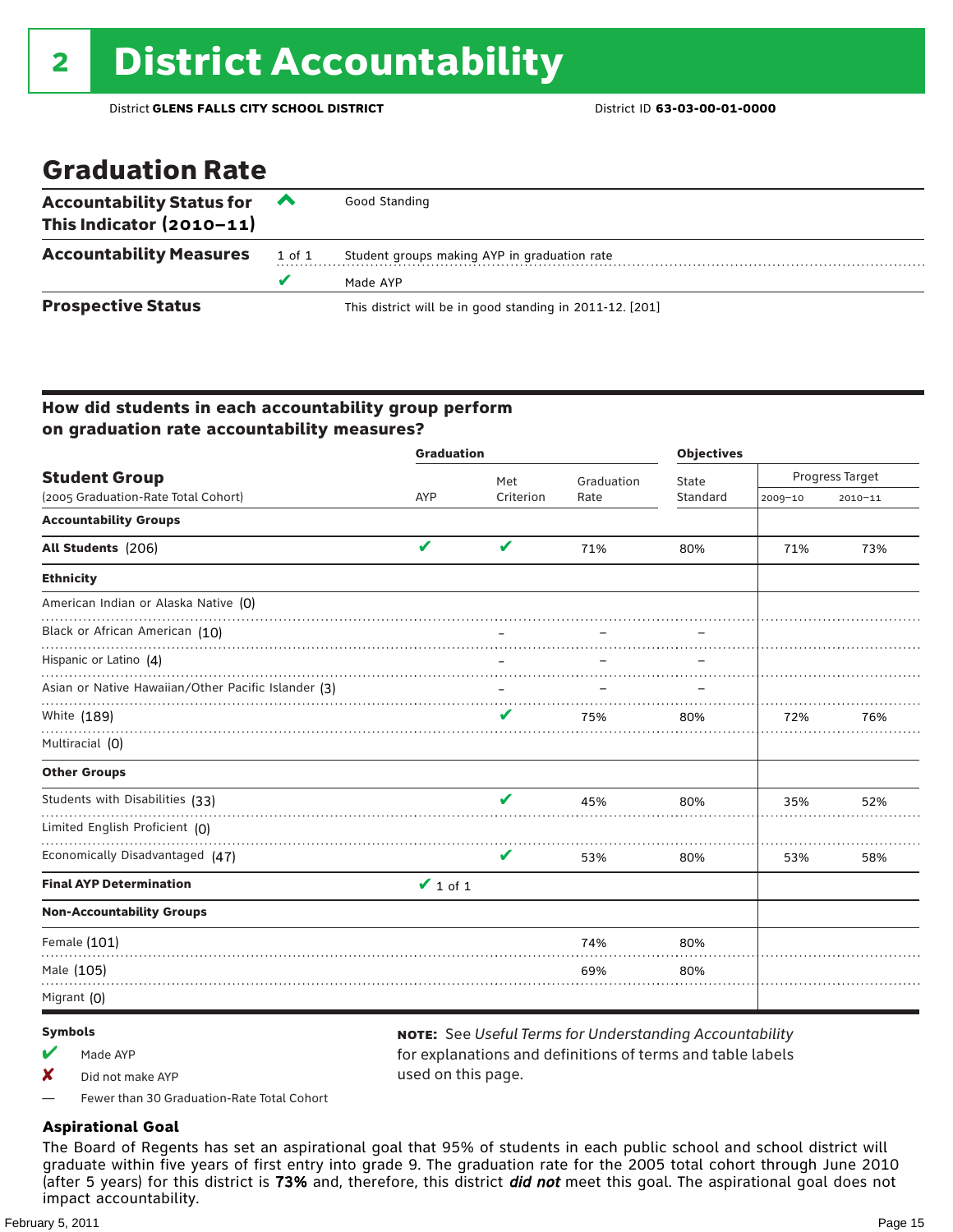# 2 District Accountability

District **GLENS FALLS CITY SCHOOL DISTRICT** District ID **63-03-00-01-0000**

## Graduation Rate

| | | |
|---|---|---|
| **Accountability Status for This Indicator (2010–11)** | ^ | Good Standing |
| **Accountability Measures** | 1 of 1 | Student groups making AYP in graduation rate |
| | ✔ | Made AYP |
| **Prospective Status** | | This district will be in good standing in 2011-12. [201] |

### How did students in each accountability group perform on graduation rate accountability measures?

| Student Group (2005 Graduation-Rate Total Cohort) | Graduation AYP | Met Criterion | Graduation Rate | Objectives State Standard | Progress Target 2009–10 | Progress Target 2010–11 |
|---|---|---|---|---|---|---|
| **Accountability Groups** | | | | | | |
| **All Students** (206) | ✔ | ✔ | 71% | 80% | 71% | 73% |
| **Ethnicity** | | | | | | |
| American Indian or Alaska Native (0) | | | | | | |
| Black or African American (10) | | – | – | – | | |
| Hispanic or Latino (4) | | – | – | – | | |
| Asian or Native Hawaiian/Other Pacific Islander (3) | | – | – | – | | |
| White (189) | | ✔ | 75% | 80% | 72% | 76% |
| Multiracial (0) | | | | | | |
| **Other Groups** | | | | | | |
| Students with Disabilities (33) | | ✔ | 45% | 80% | 35% | 52% |
| Limited English Proficient (0) | | | | | | |
| Economically Disadvantaged (47) | | ✔ | 53% | 80% | 53% | 58% |
| **Final AYP Determination** | ✔ 1 of 1 | | | | | |
| **Non-Accountability Groups** | | | | | | |
| Female (101) | | | 74% | 80% | | |
| Male (105) | | | 69% | 80% | | |
| Migrant (0) | | | | | | |

**Symbols**

✔ Made AYP

✘ Did not make AYP

— Fewer than 30 Graduation-Rate Total Cohort

**NOTE:** See *Useful Terms for Understanding Accountability* for explanations and definitions of terms and table labels used on this page.

### Aspirational Goal

The Board of Regents has set an aspirational goal that 95% of students in each public school and school district will graduate within five years of first entry into grade 9. The graduation rate for the 2005 total cohort through June 2010 (after 5 years) for this district is **73%** and, therefore, this district ***did not*** meet this goal. The aspirational goal does not impact accountability.

February 5, 2011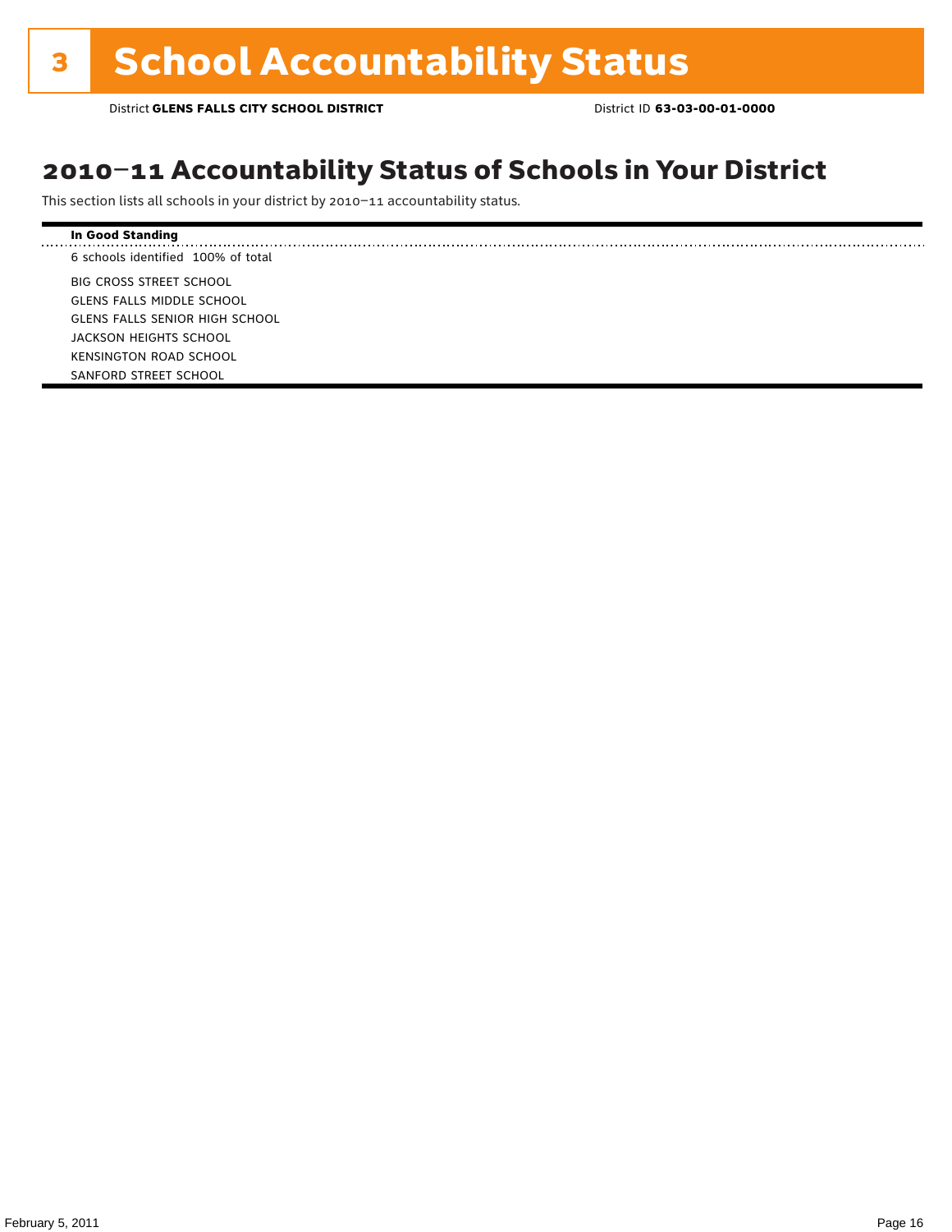# 3 School Accountability Status

District **GLENS FALLS CITY SCHOOL DISTRICT** District ID **63-03-00-01-0000**

## 2010–11 Accountability Status of Schools in Your District

This section lists all schools in your district by 2010–11 accountability status.

**In Good Standing**

6 schools identified 100% of total

BIG CROSS STREET SCHOOL
GLENS FALLS MIDDLE SCHOOL
GLENS FALLS SENIOR HIGH SCHOOL
JACKSON HEIGHTS SCHOOL
KENSINGTON ROAD SCHOOL
SANFORD STREET SCHOOL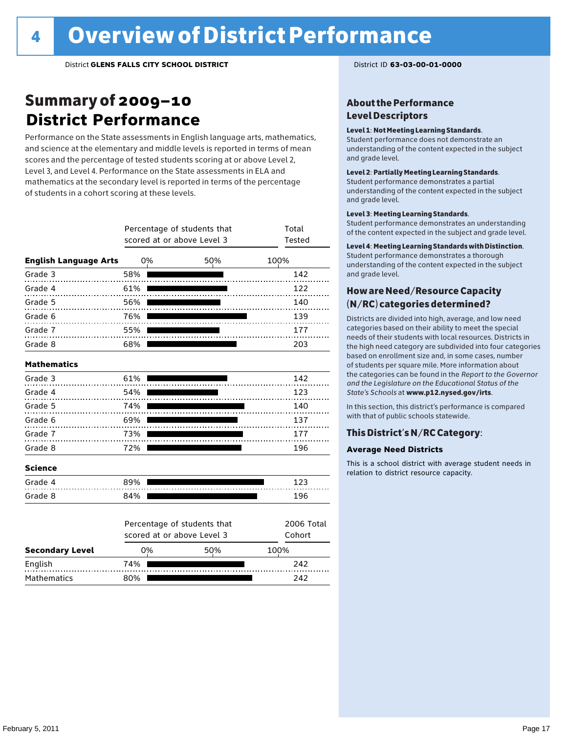# 4 Overview of District Performance

District **GLENS FALLS CITY SCHOOL DISTRICT**

District ID **63-03-00-01-0000**

## Summary of 2009–10 District Performance

Performance on the State assessments in English language arts, mathematics, and science at the elementary and middle levels is reported in terms of mean scores and the percentage of tested students scoring at or above Level 2, Level 3, and Level 4. Performance on the State assessments in ELA and mathematics at the secondary level is reported in terms of the percentage of students in a cohort scoring at these levels.

Percentage of students that scored at or above Level 3

Total Tested

0% 50% 100%

**English Language Arts**

Grade 3 58% 142

Grade 4 61% 122

Grade 5 56% 140

Grade 6 76% 139

Grade 7 55% 177

Grade 8 68% 203

**Mathematics**

Grade 3 61% 142

Grade 4 54% 123

Grade 5 74% 140

Grade 6 69% 137

Grade 7 73% 177

Grade 8 72% 196

**Science**

Grade 4 89% 123

Grade 8 84% 196

Percentage of students that scored at or above Level 3

2006 Total Cohort

0% 50% 100%

**Secondary Level**

English 74% 242

Mathematics 80% 242

### About the Performance Level Descriptors

**Level 1**: **Not Meeting Learning Standards**. Student performance does not demonstrate an understanding of the content expected in the subject and grade level.

**Level 2**: **Partially Meeting Learning Standards**. Student performance demonstrates a partial understanding of the content expected in the subject and grade level.

**Level 3**: **Meeting Learning Standards**. Student performance demonstrates an understanding of the content expected in the subject and grade level.

**Level 4**: **Meeting Learning Standards with Distinction**. Student performance demonstrates a thorough understanding of the content expected in the subject and grade level.

### How are Need/Resource Capacity (N/RC) categories determined?

Districts are divided into high, average, and low need categories based on their ability to meet the special needs of their students with local resources. Districts in the high need category are subdivided into four categories based on enrollment size and, in some cases, number of students per square mile. More information about the categories can be found in the *Report to the Governor and the Legislature on the Educational Status of the State's Schools* at **www.p12.nysed.gov/irts**.

In this section, this district's performance is compared with that of public schools statewide.

### This District's N/RC Category:

**Average Need Districts**

This is a school district with average student needs in relation to district resource capacity.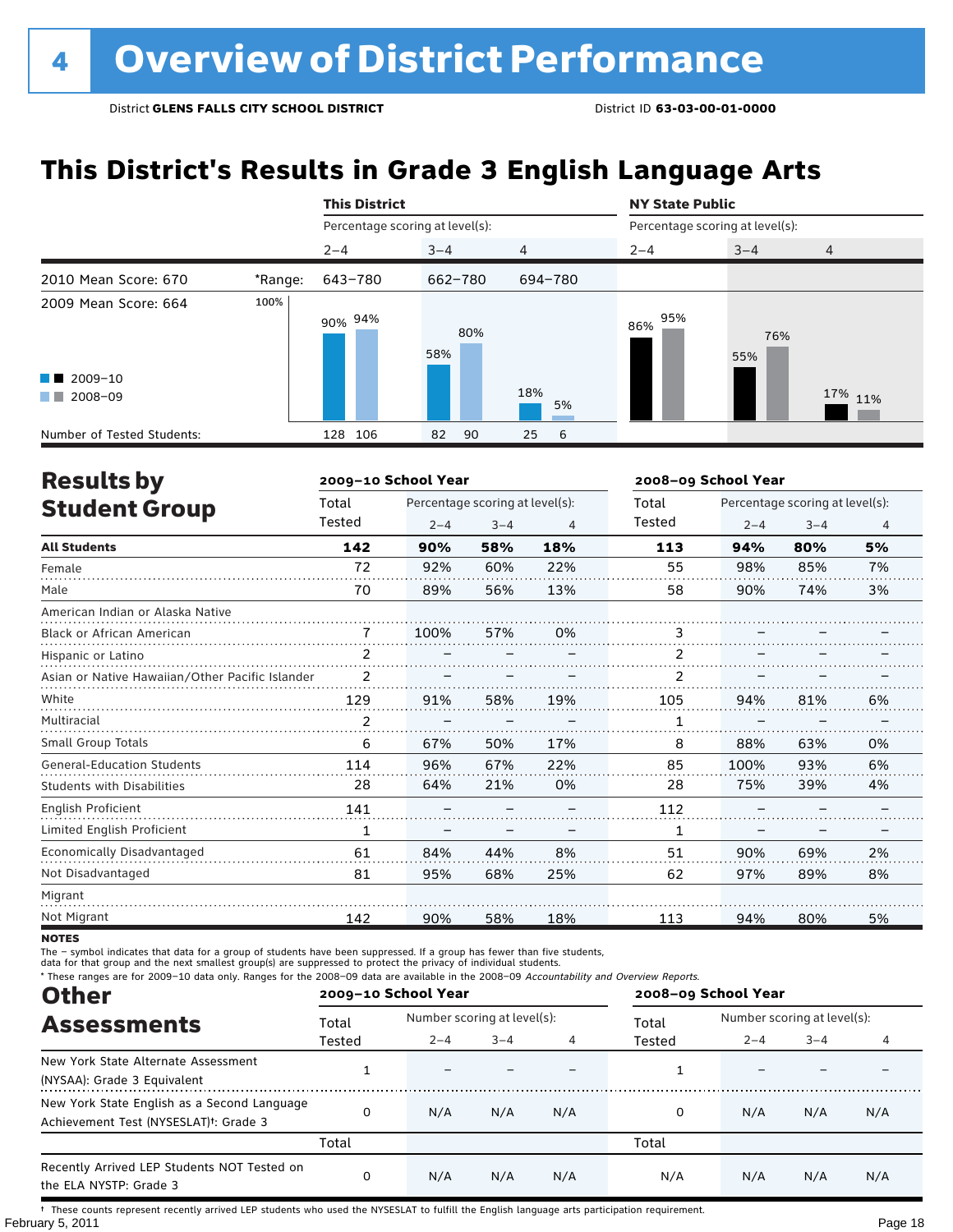# 4 Overview of District Performance

District **GLENS FALLS CITY SCHOOL DISTRICT** District ID **63-03-00-01-0000**

## This District's Results in Grade 3 English Language Arts

This District — Percentage scoring at level(s): 2–4, 3–4, 4

NY State Public — Percentage scoring at level(s): 2–4, 3–4, 4

2010 Mean Score: 670 *Range: 643–780 662–780 694–780

2009 Mean Score: 664

100%

90% 94%

58% 80%

18% 5%

86% 95%

55% 76%

17% 11%

2009–10

2008–09

Number of Tested Students: 128 106 82 90 25 6

## Results by Student Group

| | 2009–10 School Year | | | | 2008–09 School Year | | | |
|---|---|---|---|---|---|---|---|---|
| | Total Tested | Percentage scoring at level(s): 2–4 | 3–4 | 4 | Total Tested | Percentage scoring at level(s): 2–4 | 3–4 | 4 |
| **All Students** | **142** | **90%** | **58%** | **18%** | **113** | **94%** | **80%** | **5%** |
| Female | 72 | 92% | 60% | 22% | 55 | 98% | 85% | 7% |
| Male | 70 | 89% | 56% | 13% | 58 | 90% | 74% | 3% |
| American Indian or Alaska Native | | | | | | | | |
| Black or African American | 7 | 100% | 57% | 0% | 3 | – | – | – |
| Hispanic or Latino | 2 | – | – | – | 2 | – | – | – |
| Asian or Native Hawaiian/Other Pacific Islander | 2 | – | – | – | 2 | – | – | – |
| White | 129 | 91% | 58% | 19% | 105 | 94% | 81% | 6% |
| Multiracial | 2 | – | – | – | 1 | – | – | – |
| Small Group Totals | 6 | 67% | 50% | 17% | 8 | 88% | 63% | 0% |
| General-Education Students | 114 | 96% | 67% | 22% | 85 | 100% | 93% | 6% |
| Students with Disabilities | 28 | 64% | 21% | 0% | 28 | 75% | 39% | 4% |
| English Proficient | 141 | – | – | – | 112 | – | – | – |
| Limited English Proficient | 1 | – | – | – | 1 | – | – | – |
| Economically Disadvantaged | 61 | 84% | 44% | 8% | 51 | 90% | 69% | 2% |
| Not Disadvantaged | 81 | 95% | 68% | 25% | 62 | 97% | 89% | 8% |
| Migrant | | | | | | | | |
| Not Migrant | 142 | 90% | 58% | 18% | 113 | 94% | 80% | 5% |

**NOTES**

The – symbol indicates that data for a group of students have been suppressed. If a group has fewer than five students, data for that group and the next smallest group(s) are suppressed to protect the privacy of individual students.

* These ranges are for 2009–10 data only. Ranges for the 2008–09 data are available in the 2008–09 *Accountability and Overview Reports*.

## Other Assessments

| | 2009–10 School Year | | | | 2008–09 School Year | | | |
|---|---|---|---|---|---|---|---|---|
| | Total Tested | Number scoring at level(s): 2–4 | 3–4 | 4 | Total Tested | Number scoring at level(s): 2–4 | 3–4 | 4 |
| New York State Alternate Assessment (NYSAA): Grade 3 Equivalent | 1 | – | – | – | 1 | – | – | – |
| New York State English as a Second Language Achievement Test (NYSESLAT)†: Grade 3 | 0 | N/A | N/A | N/A | 0 | N/A | N/A | N/A |
| | Total | | | | Total | | | |
| Recently Arrived LEP Students NOT Tested on the ELA NYSTP: Grade 3 | 0 | N/A | N/A | N/A | N/A | N/A | N/A | N/A |

† These counts represent recently arrived LEP students who used the NYSESLAT to fulfill the English language arts participation requirement.

February 5, 2011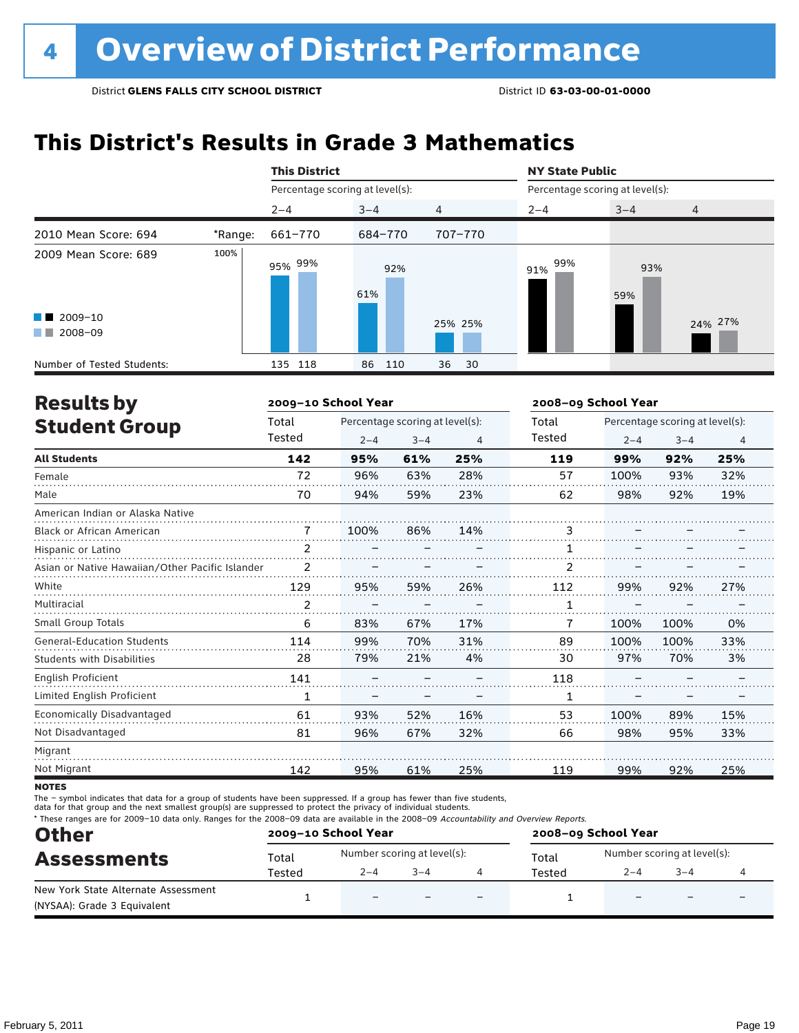# 4 Overview of District Performance

District **GLENS FALLS CITY SCHOOL DISTRICT** District ID **63-03-00-01-0000**

## This District's Results in Grade 3 Mathematics

This District — Percentage scoring at level(s):

2–4 3–4 4

NY State Public — Percentage scoring at level(s):

2–4 3–4 4

2010 Mean Score: 694 *Range: 661–770 684–770 707–770

2009 Mean Score: 689

100%

95% 99%

61% 92%

25% 25%

91% 99%

59% 93%

24% 27%

2009–10

2008–09

Number of Tested Students: 135 118 86 110 36 30

## Results by Student Group

| | 2009–10 School Year | | | | 2008–09 School Year | | | |
|---|---|---|---|---|---|---|---|---|
| | Total Tested | Percentage scoring at level(s): 2–4 | 3–4 | 4 | Total Tested | Percentage scoring at level(s): 2–4 | 3–4 | 4 |
| **All Students** | **142** | **95%** | **61%** | **25%** | **119** | **99%** | **92%** | **25%** |
| Female | 72 | 96% | 63% | 28% | 57 | 100% | 93% | 32% |
| Male | 70 | 94% | 59% | 23% | 62 | 98% | 92% | 19% |
| American Indian or Alaska Native | | | | | | | | |
| Black or African American | 7 | 100% | 86% | 14% | 3 | – | – | – |
| Hispanic or Latino | 2 | – | – | – | 1 | – | – | – |
| Asian or Native Hawaiian/Other Pacific Islander | 2 | – | – | – | 2 | – | – | – |
| White | 129 | 95% | 59% | 26% | 112 | 99% | 92% | 27% |
| Multiracial | 2 | – | – | – | 1 | – | – | – |
| Small Group Totals | 6 | 83% | 67% | 17% | 7 | 100% | 100% | 0% |
| General-Education Students | 114 | 99% | 70% | 31% | 89 | 100% | 100% | 33% |
| Students with Disabilities | 28 | 79% | 21% | 4% | 30 | 97% | 70% | 3% |
| English Proficient | 141 | – | – | – | 118 | – | – | – |
| Limited English Proficient | 1 | – | – | – | 1 | – | – | – |
| Economically Disadvantaged | 61 | 93% | 52% | 16% | 53 | 100% | 89% | 15% |
| Not Disadvantaged | 81 | 96% | 67% | 32% | 66 | 98% | 95% | 33% |
| Migrant | | | | | | | | |
| Not Migrant | 142 | 95% | 61% | 25% | 119 | 99% | 92% | 25% |

**NOTES**

The – symbol indicates that data for a group of students have been suppressed. If a group has fewer than five students, data for that group and the next smallest group(s) are suppressed to protect the privacy of individual students.

\* These ranges are for 2009–10 data only. Ranges for the 2008–09 data are available in the 2008–09 *Accountability and Overview Reports*.

## Other Assessments

| | 2009–10 School Year | | | | 2008–09 School Year | | | |
|---|---|---|---|---|---|---|---|---|
| | Total Tested | Number scoring at level(s): 2–4 | 3–4 | 4 | Total Tested | Number scoring at level(s): 2–4 | 3–4 | 4 |
| New York State Alternate Assessment (NYSAA): Grade 3 Equivalent | 1 | – | – | – | 1 | – | – | – |

February 5, 2011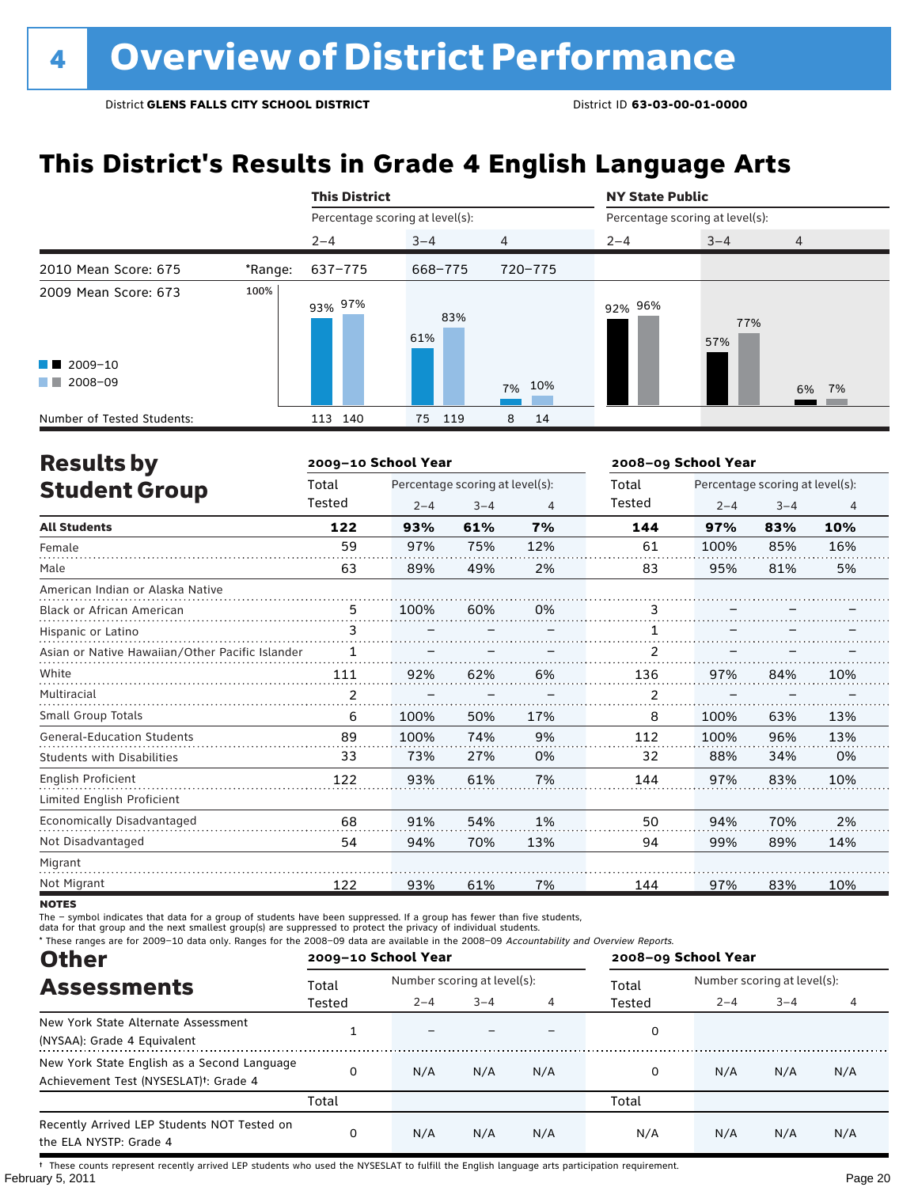# 4 Overview of District Performance

District **GLENS FALLS CITY SCHOOL DISTRICT** District ID **63-03-00-01-0000**

## This District's Results in Grade 4 English Language Arts

This District

Percentage scoring at level(s):

2–4 3–4 4

NY State Public

Percentage scoring at level(s):

2–4 3–4 4

2010 Mean Score: 675 *Range: 637–775 668–775 720–775

2009 Mean Score: 673

100%

93% 97% 61% 83% 7% 10%

92% 96% 57% 77% 6% 7%

2009–10

2008–09

Number of Tested Students: 113 140 75 119 8 14

## Results by Student Group

| | 2009–10 School Year | | | | 2008–09 School Year | | | |
|---|---|---|---|---|---|---|---|---|
| | Total Tested | Percentage scoring at level(s): | | | Total Tested | Percentage scoring at level(s): | | |
| | | 2–4 | 3–4 | 4 | | 2–4 | 3–4 | 4 |
| **All Students** | **122** | **93%** | **61%** | **7%** | **144** | **97%** | **83%** | **10%** |
| Female | 59 | 97% | 75% | 12% | 61 | 100% | 85% | 16% |
| Male | 63 | 89% | 49% | 2% | 83 | 95% | 81% | 5% |
| American Indian or Alaska Native | | | | | | | | |
| Black or African American | 5 | 100% | 60% | 0% | 3 | – | – | – |
| Hispanic or Latino | 3 | – | – | – | 1 | – | – | – |
| Asian or Native Hawaiian/Other Pacific Islander | 1 | – | – | – | 2 | – | – | – |
| White | 111 | 92% | 62% | 6% | 136 | 97% | 84% | 10% |
| Multiracial | 2 | – | – | – | 2 | – | – | – |
| Small Group Totals | 6 | 100% | 50% | 17% | 8 | 100% | 63% | 13% |
| General-Education Students | 89 | 100% | 74% | 9% | 112 | 100% | 96% | 13% |
| Students with Disabilities | 33 | 73% | 27% | 0% | 32 | 88% | 34% | 0% |
| English Proficient | 122 | 93% | 61% | 7% | 144 | 97% | 83% | 10% |
| Limited English Proficient | | | | | | | | |
| Economically Disadvantaged | 68 | 91% | 54% | 1% | 50 | 94% | 70% | 2% |
| Not Disadvantaged | 54 | 94% | 70% | 13% | 94 | 99% | 89% | 14% |
| Migrant | | | | | | | | |
| Not Migrant | 122 | 93% | 61% | 7% | 144 | 97% | 83% | 10% |

**NOTES**

The – symbol indicates that data for a group of students have been suppressed. If a group has fewer than five students, data for that group and the next smallest group(s) are suppressed to protect the privacy of individual students.

* These ranges are for 2009–10 data only. Ranges for the 2008–09 data are available in the 2008–09 *Accountability and Overview Reports.*

## Other Assessments

| | 2009–10 School Year | | | | 2008–09 School Year | | | |
|---|---|---|---|---|---|---|---|---|
| | Total Tested | Number scoring at level(s): | | | Total Tested | Number scoring at level(s): | | |
| | | 2–4 | 3–4 | 4 | | 2–4 | 3–4 | 4 |
| New York State Alternate Assessment (NYSAA): Grade 4 Equivalent | 1 | – | – | – | 0 | | | |
| New York State English as a Second Language Achievement Test (NYSESLAT)†: Grade 4 | 0 | N/A | N/A | N/A | 0 | N/A | N/A | N/A |
| | Total | | | | Total | | | |
| Recently Arrived LEP Students NOT Tested on the ELA NYSTP: Grade 4 | 0 | N/A | N/A | N/A | N/A | N/A | N/A | N/A |

† These counts represent recently arrived LEP students who used the NYSESLAT to fulfill the English language arts participation requirement.

February 5, 2011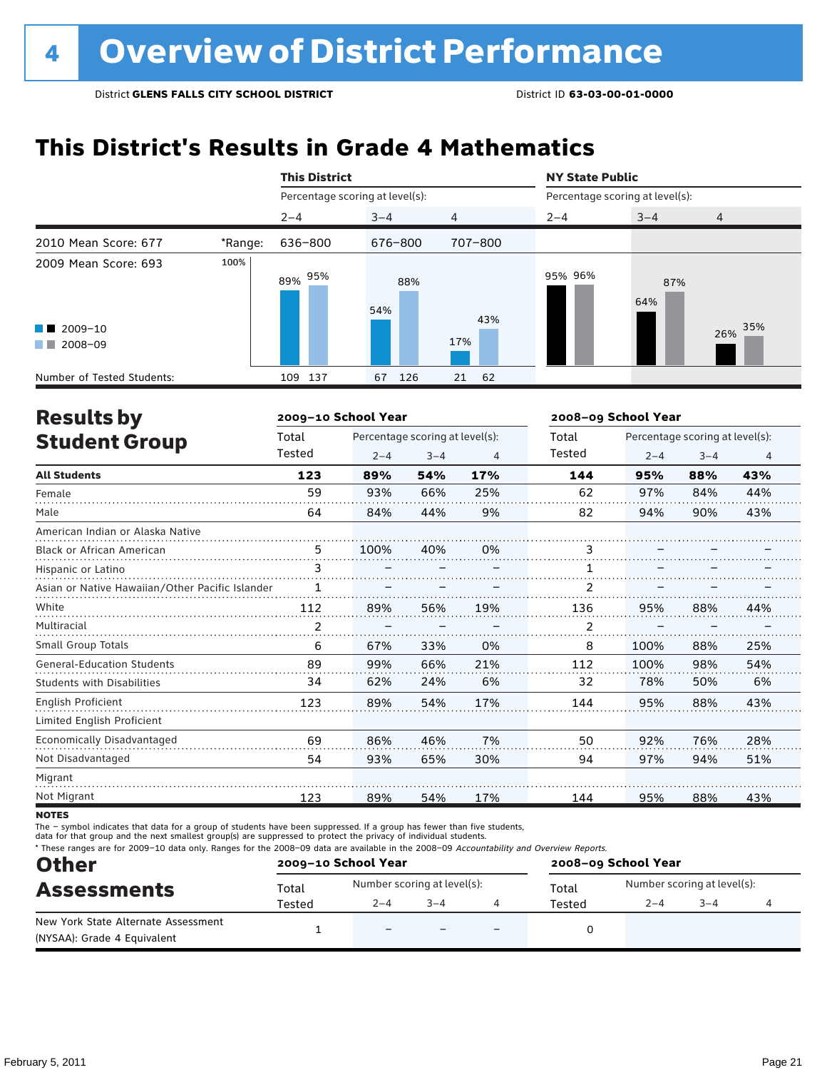# 4 Overview of District Performance

District **GLENS FALLS CITY SCHOOL DISTRICT** District ID **63-03-00-01-0000**

## This District's Results in Grade 4 Mathematics

**This District**

Percentage scoring at level(s):

2–4 3–4 4

**NY State Public**

Percentage scoring at level(s):

2–4 3–4 4

2010 Mean Score: 677 *Range: 636–800 676–800 707–800

2009 Mean Score: 693

100%

89% 95%

54% 88%

17% 43%

95% 96%

64% 87%

26% 35%

2009–10

2008–09

Number of Tested Students: 109 137 67 126 21 62

## Results by Student Group

| | 2009–10 School Year | | | | 2008–09 School Year | | | |
|---|---|---|---|---|---|---|---|---|
| | Total Tested | Percentage scoring at level(s): 2–4 | 3–4 | 4 | Total Tested | Percentage scoring at level(s): 2–4 | 3–4 | 4 |
| **All Students** | **123** | **89%** | **54%** | **17%** | **144** | **95%** | **88%** | **43%** |
| Female | 59 | 93% | 66% | 25% | 62 | 97% | 84% | 44% |
| Male | 64 | 84% | 44% | 9% | 82 | 94% | 90% | 43% |
| American Indian or Alaska Native | | | | | | | | |
| Black or African American | 5 | 100% | 40% | 0% | 3 | – | – | – |
| Hispanic or Latino | 3 | – | – | – | 1 | – | – | – |
| Asian or Native Hawaiian/Other Pacific Islander | 1 | – | – | – | 2 | – | – | – |
| White | 112 | 89% | 56% | 19% | 136 | 95% | 88% | 44% |
| Multiracial | 2 | – | – | – | 2 | – | – | – |
| Small Group Totals | 6 | 67% | 33% | 0% | 8 | 100% | 88% | 25% |
| General-Education Students | 89 | 99% | 66% | 21% | 112 | 100% | 98% | 54% |
| Students with Disabilities | 34 | 62% | 24% | 6% | 32 | 78% | 50% | 6% |
| English Proficient | 123 | 89% | 54% | 17% | 144 | 95% | 88% | 43% |
| Limited English Proficient | | | | | | | | |
| Economically Disadvantaged | 69 | 86% | 46% | 7% | 50 | 92% | 76% | 28% |
| Not Disadvantaged | 54 | 93% | 65% | 30% | 94 | 97% | 94% | 51% |
| Migrant | | | | | | | | |
| Not Migrant | 123 | 89% | 54% | 17% | 144 | 95% | 88% | 43% |

**NOTES**

The – symbol indicates that data for a group of students have been suppressed. If a group has fewer than five students, data for that group and the next smallest group(s) are suppressed to protect the privacy of individual students.

* These ranges are for 2009–10 data only. Ranges for the 2008–09 data are available in the 2008–09 *Accountability and Overview Reports*.

## Other Assessments

| | 2009–10 School Year | | | | 2008–09 School Year | | | |
|---|---|---|---|---|---|---|---|---|
| | Total Tested | Number scoring at level(s): 2–4 | 3–4 | 4 | Total Tested | Number scoring at level(s): 2–4 | 3–4 | 4 |
| New York State Alternate Assessment (NYSAA): Grade 4 Equivalent | 1 | – | – | – | 0 | | | |

February 5, 2011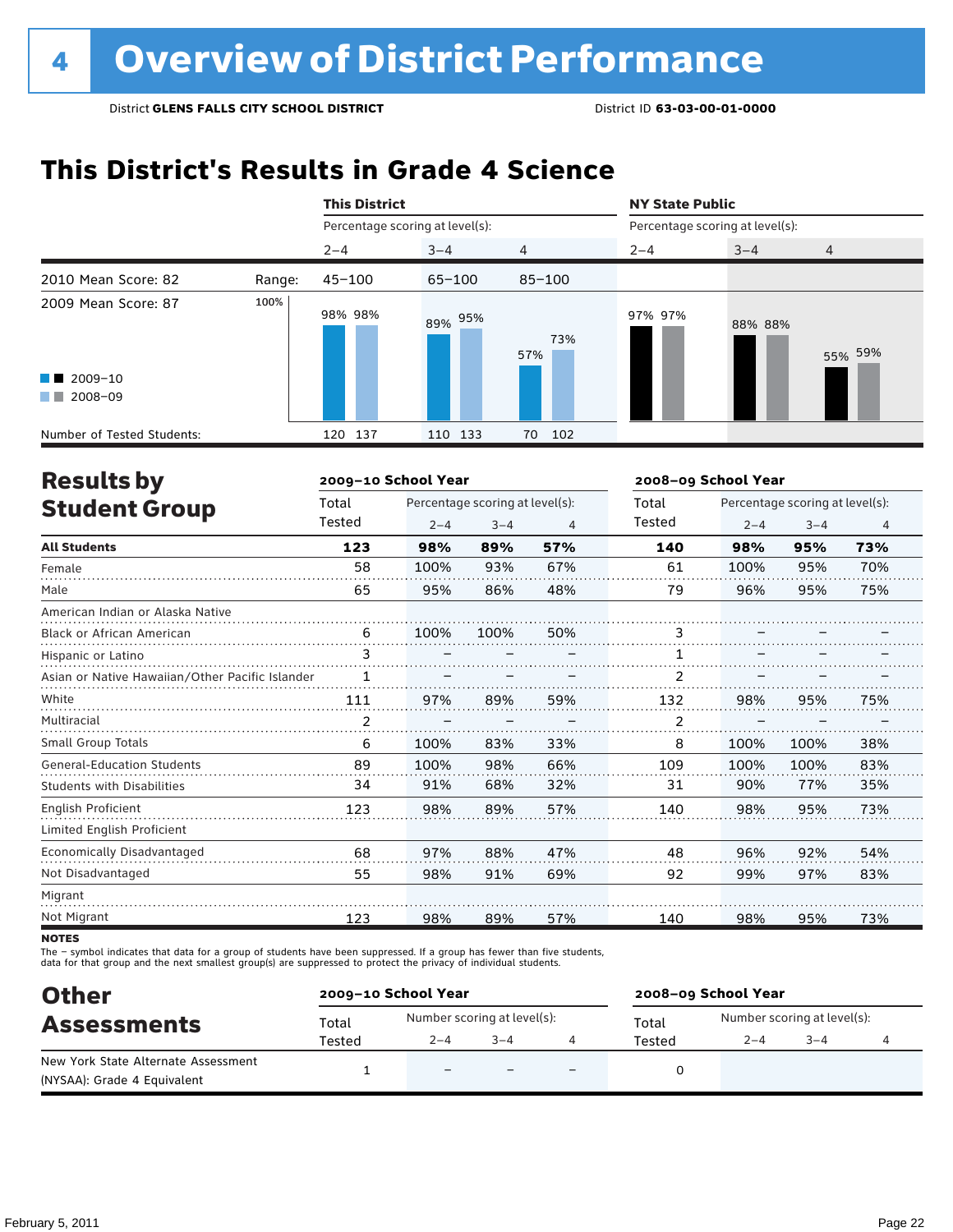# 4 Overview of District Performance

District **GLENS FALLS CITY SCHOOL DISTRICT** District ID **63-03-00-01-0000**

## This District's Results in Grade 4 Science

This District

Percentage scoring at level(s):

2–4 3–4 4

NY State Public

Percentage scoring at level(s):

2–4 3–4 4

2010 Mean Score: 82 Range: 45–100 65–100 85–100

2009 Mean Score: 87

100%

98% 98% 89% 95% 57% 73%

97% 97% 88% 88% 55% 59%

2009–10

2008–09

Number of Tested Students: 120 137 110 133 70 102

## Results by Student Group

| | 2009–10 School Year | | | | 2008–09 School Year | | | |
|---|---|---|---|---|---|---|---|---|
| | Total Tested | Percentage scoring at level(s): 2–4 | 3–4 | 4 | Total Tested | Percentage scoring at level(s): 2–4 | 3–4 | 4 |
| **All Students** | **123** | **98%** | **89%** | **57%** | **140** | **98%** | **95%** | **73%** |
| Female | 58 | 100% | 93% | 67% | 61 | 100% | 95% | 70% |
| Male | 65 | 95% | 86% | 48% | 79 | 96% | 95% | 75% |
| American Indian or Alaska Native | | | | | | | | |
| Black or African American | 6 | 100% | 100% | 50% | 3 | – | – | – |
| Hispanic or Latino | 3 | – | – | – | 1 | – | – | – |
| Asian or Native Hawaiian/Other Pacific Islander | 1 | – | – | – | 2 | – | – | – |
| White | 111 | 97% | 89% | 59% | 132 | 98% | 95% | 75% |
| Multiracial | 2 | – | – | – | 2 | – | – | – |
| Small Group Totals | 6 | 100% | 83% | 33% | 8 | 100% | 100% | 38% |
| General-Education Students | 89 | 100% | 98% | 66% | 109 | 100% | 100% | 83% |
| Students with Disabilities | 34 | 91% | 68% | 32% | 31 | 90% | 77% | 35% |
| English Proficient | 123 | 98% | 89% | 57% | 140 | 98% | 95% | 73% |
| Limited English Proficient | | | | | | | | |
| Economically Disadvantaged | 68 | 97% | 88% | 47% | 48 | 96% | 92% | 54% |
| Not Disadvantaged | 55 | 98% | 91% | 69% | 92 | 99% | 97% | 83% |
| Migrant | | | | | | | | |
| Not Migrant | 123 | 98% | 89% | 57% | 140 | 98% | 95% | 73% |

**NOTES**

The – symbol indicates that data for a group of students have been suppressed. If a group has fewer than five students, data for that group and the next smallest group(s) are suppressed to protect the privacy of individual students.

## Other Assessments

| | 2009–10 School Year | | | | 2008–09 School Year | | | |
|---|---|---|---|---|---|---|---|---|
| | Total Tested | Number scoring at level(s): 2–4 | 3–4 | 4 | Total Tested | Number scoring at level(s): 2–4 | 3–4 | 4 |
| New York State Alternate Assessment (NYSAA): Grade 4 Equivalent | 1 | – | – | – | 0 | | | |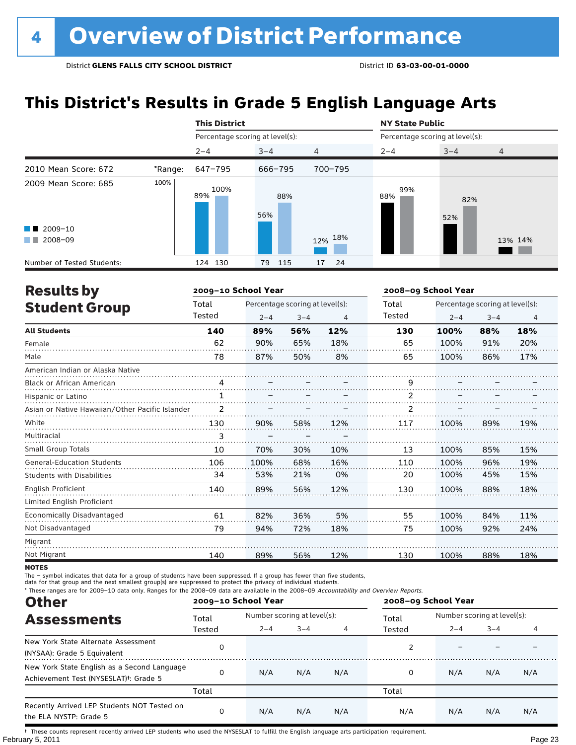# 4 Overview of District Performance

District **GLENS FALLS CITY SCHOOL DISTRICT** District ID **63-03-00-01-0000**

## This District's Results in Grade 5 English Language Arts

| | | This District | | | NY State Public | | |
|---|---|---|---|---|---|---|---|
| | | Percentage scoring at level(s): | | | Percentage scoring at level(s): | | |
| | | 2–4 | 3–4 | 4 | 2–4 | 3–4 | 4 |
| 2010 Mean Score: 672 | *Range: | 647–795 | 666–795 | 700–795 | | | |
| 2009 Mean Score: 685 | | | | | | | |

100%

89% 100%

56% 88%

12% 18%

88% 99%

52% 82%

13% 14%

2009–10

2008–09

Number of Tested Students: 124 130 | 79 115 | 17 24

## Results by Student Group

| | 2009–10 School Year | | | | 2008–09 School Year | | | |
|---|---|---|---|---|---|---|---|---|
| | Total Tested | Percentage scoring at level(s): 2–4 | 3–4 | 4 | Total Tested | Percentage scoring at level(s): 2–4 | 3–4 | 4 |
| **All Students** | **140** | **89%** | **56%** | **12%** | **130** | **100%** | **88%** | **18%** |
| Female | 62 | 90% | 65% | 18% | 65 | 100% | 91% | 20% |
| Male | 78 | 87% | 50% | 8% | 65 | 100% | 86% | 17% |
| American Indian or Alaska Native | | | | | | | | |
| Black or African American | 4 | – | – | – | 9 | – | – | – |
| Hispanic or Latino | 1 | – | – | – | 2 | – | – | – |
| Asian or Native Hawaiian/Other Pacific Islander | 2 | – | – | – | 2 | – | – | – |
| White | 130 | 90% | 58% | 12% | 117 | 100% | 89% | 19% |
| Multiracial | 3 | – | – | – | | | | |
| Small Group Totals | 10 | 70% | 30% | 10% | 13 | 100% | 85% | 15% |
| General-Education Students | 106 | 100% | 68% | 16% | 110 | 100% | 96% | 19% |
| Students with Disabilities | 34 | 53% | 21% | 0% | 20 | 100% | 45% | 15% |
| English Proficient | 140 | 89% | 56% | 12% | 130 | 100% | 88% | 18% |
| Limited English Proficient | | | | | | | | |
| Economically Disadvantaged | 61 | 82% | 36% | 5% | 55 | 100% | 84% | 11% |
| Not Disadvantaged | 79 | 94% | 72% | 18% | 75 | 100% | 92% | 24% |
| Migrant | | | | | | | | |
| Not Migrant | 140 | 89% | 56% | 12% | 130 | 100% | 88% | 18% |

**NOTES**

The – symbol indicates that data for a group of students have been suppressed. If a group has fewer than five students, data for that group and the next smallest group(s) are suppressed to protect the privacy of individual students.

* These ranges are for 2009–10 data only. Ranges for the 2008–09 data are available in the 2008–09 *Accountability and Overview Reports.*

## Other Assessments

| | 2009–10 School Year | | | | 2008–09 School Year | | | |
|---|---|---|---|---|---|---|---|---|
| | Total Tested | Number scoring at level(s): 2–4 | 3–4 | 4 | Total Tested | Number scoring at level(s): 2–4 | 3–4 | 4 |
| New York State Alternate Assessment (NYSAA): Grade 5 Equivalent | 0 | | | | 2 | – | – | – |
| New York State English as a Second Language Achievement Test (NYSESLAT)†: Grade 5 | 0 | N/A | N/A | N/A | 0 | N/A | N/A | N/A |
| | Total | | | | Total | | | |
| Recently Arrived LEP Students NOT Tested on the ELA NYSTP: Grade 5 | 0 | N/A | N/A | N/A | N/A | N/A | N/A | N/A |

† These counts represent recently arrived LEP students who used the NYSESLAT to fulfill the English language arts participation requirement.

February 5, 2011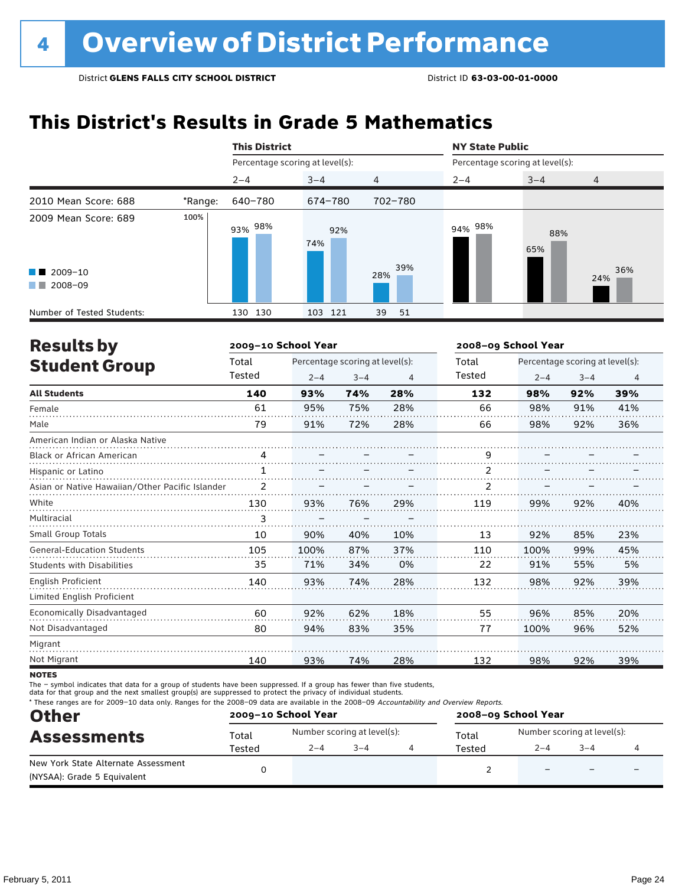# 4 Overview of District Performance

District **GLENS FALLS CITY SCHOOL DISTRICT** District ID **63-03-00-01-0000**

## This District's Results in Grade 5 Mathematics

**This District**
Percentage scoring at level(s):
2–4 3–4 4

**NY State Public**
Percentage scoring at level(s):
2–4 3–4 4

2010 Mean Score: 688 *Range: 640–780 674–780 702–780

2009 Mean Score: 689

100%

93% 98% 74% 92% 28% 39%

94% 98% 65% 88% 24% 36%

2009–10
2008–09

Number of Tested Students: 130 130 103 121 39 51

## Results by Student Group

| | 2009–10 School Year | | | | 2008–09 School Year | | | |
|---|---|---|---|---|---|---|---|---|
| | Total Tested | Percentage scoring at level(s): 2–4 | 3–4 | 4 | Total Tested | Percentage scoring at level(s): 2–4 | 3–4 | 4 |
| **All Students** | **140** | **93%** | **74%** | **28%** | **132** | **98%** | **92%** | **39%** |
| Female | 61 | 95% | 75% | 28% | 66 | 98% | 91% | 41% |
| Male | 79 | 91% | 72% | 28% | 66 | 98% | 92% | 36% |
| American Indian or Alaska Native | | | | | | | | |
| Black or African American | 4 | – | – | – | 9 | – | – | – |
| Hispanic or Latino | 1 | – | – | – | 2 | – | – | – |
| Asian or Native Hawaiian/Other Pacific Islander | 2 | – | – | – | 2 | – | – | – |
| White | 130 | 93% | 76% | 29% | 119 | 99% | 92% | 40% |
| Multiracial | 3 | – | – | – | | | | |
| Small Group Totals | 10 | 90% | 40% | 10% | 13 | 92% | 85% | 23% |
| General-Education Students | 105 | 100% | 87% | 37% | 110 | 100% | 99% | 45% |
| Students with Disabilities | 35 | 71% | 34% | 0% | 22 | 91% | 55% | 5% |
| English Proficient | 140 | 93% | 74% | 28% | 132 | 98% | 92% | 39% |
| Limited English Proficient | | | | | | | | |
| Economically Disadvantaged | 60 | 92% | 62% | 18% | 55 | 96% | 85% | 20% |
| Not Disadvantaged | 80 | 94% | 83% | 35% | 77 | 100% | 96% | 52% |
| Migrant | | | | | | | | |
| Not Migrant | 140 | 93% | 74% | 28% | 132 | 98% | 92% | 39% |

**NOTES**

The – symbol indicates that data for a group of students have been suppressed. If a group has fewer than five students, data for that group and the next smallest group(s) are suppressed to protect the privacy of individual students.

* These ranges are for 2009–10 data only. Ranges for the 2008–09 data are available in the 2008–09 *Accountability and Overview Reports*.

## Other Assessments

| | 2009–10 School Year | | | | 2008–09 School Year | | | |
|---|---|---|---|---|---|---|---|---|
| | Total Tested | Number scoring at level(s): 2–4 | 3–4 | 4 | Total Tested | Number scoring at level(s): 2–4 | 3–4 | 4 |
| New York State Alternate Assessment (NYSAA): Grade 5 Equivalent | 0 | | | | 2 | – | – | – |

February 5, 2011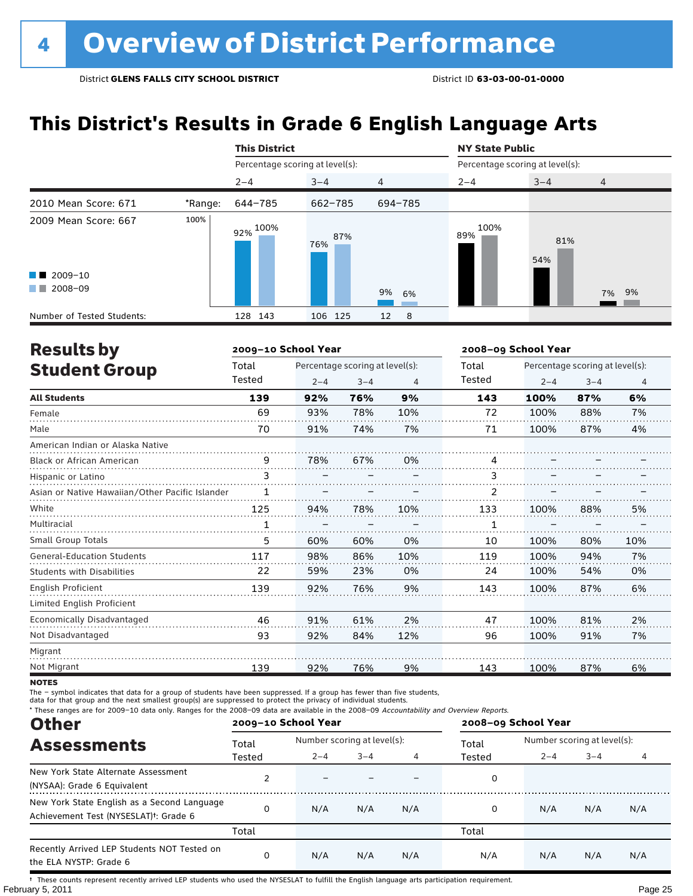# 4 Overview of District Performance

District **GLENS FALLS CITY SCHOOL DISTRICT** District ID **63-03-00-01-0000**

## This District's Results in Grade 6 English Language Arts

| | | This District | | | NY State Public | | |
|---|---|---|---|---|---|---|---|
| | | Percentage scoring at level(s): | | | Percentage scoring at level(s): | | |
| | | 2–4 | 3–4 | 4 | 2–4 | 3–4 | 4 |
| 2010 Mean Score: 671 | *Range: | 644–785 | 662–785 | 694–785 | | | |
| 2009 Mean Score: 667 | | | | | | | |

100%

92% 100%

76% 87%

9% 6%

89% 100%

54% 81%

7% 9%

2009–10

2008–09

Number of Tested Students: 128 143 106 125 12 8

## Results by Student Group

| | 2009–10 School Year | | | | 2008–09 School Year | | | |
|---|---|---|---|---|---|---|---|---|
| | Total Tested | Percentage scoring at level(s): | | | Total Tested | Percentage scoring at level(s): | | |
| | | 2–4 | 3–4 | 4 | | 2–4 | 3–4 | 4 |
| **All Students** | **139** | **92%** | **76%** | **9%** | **143** | **100%** | **87%** | **6%** |
| Female | 69 | 93% | 78% | 10% | 72 | 100% | 88% | 7% |
| Male | 70 | 91% | 74% | 7% | 71 | 100% | 87% | 4% |
| American Indian or Alaska Native | | | | | | | | |
| Black or African American | 9 | 78% | 67% | 0% | 4 | – | – | – |
| Hispanic or Latino | 3 | – | – | – | 3 | – | – | – |
| Asian or Native Hawaiian/Other Pacific Islander | 1 | – | – | – | 2 | – | – | – |
| White | 125 | 94% | 78% | 10% | 133 | 100% | 88% | 5% |
| Multiracial | 1 | – | – | – | 1 | – | – | – |
| Small Group Totals | 5 | 60% | 60% | 0% | 10 | 100% | 80% | 10% |
| General-Education Students | 117 | 98% | 86% | 10% | 119 | 100% | 94% | 7% |
| Students with Disabilities | 22 | 59% | 23% | 0% | 24 | 100% | 54% | 0% |
| English Proficient | 139 | 92% | 76% | 9% | 143 | 100% | 87% | 6% |
| Limited English Proficient | | | | | | | | |
| Economically Disadvantaged | 46 | 91% | 61% | 2% | 47 | 100% | 81% | 2% |
| Not Disadvantaged | 93 | 92% | 84% | 12% | 96 | 100% | 91% | 7% |
| Migrant | | | | | | | | |
| Not Migrant | 139 | 92% | 76% | 9% | 143 | 100% | 87% | 6% |

**NOTES**

The – symbol indicates that data for a group of students have been suppressed. If a group has fewer than five students, data for that group and the next smallest group(s) are suppressed to protect the privacy of individual students.

* These ranges are for 2009–10 data only. Ranges for the 2008–09 data are available in the 2008–09 *Accountability and Overview Reports.*

## Other Assessments

| | 2009–10 School Year | | | | 2008–09 School Year | | | |
|---|---|---|---|---|---|---|---|---|
| | Total Tested | Number scoring at level(s): | | | Total Tested | Number scoring at level(s): | | |
| | | 2–4 | 3–4 | 4 | | 2–4 | 3–4 | 4 |
| New York State Alternate Assessment (NYSAA): Grade 6 Equivalent | 2 | – | – | – | 0 | | | |
| New York State English as a Second Language Achievement Test (NYSESLAT)†: Grade 6 | 0 | N/A | N/A | N/A | 0 | N/A | N/A | N/A |
| | Total | | | | Total | | | |
| Recently Arrived LEP Students NOT Tested on the ELA NYSTP: Grade 6 | 0 | N/A | N/A | N/A | N/A | N/A | N/A | N/A |

† These counts represent recently arrived LEP students who used the NYSESLAT to fulfill the English language arts participation requirement.

February 5, 2011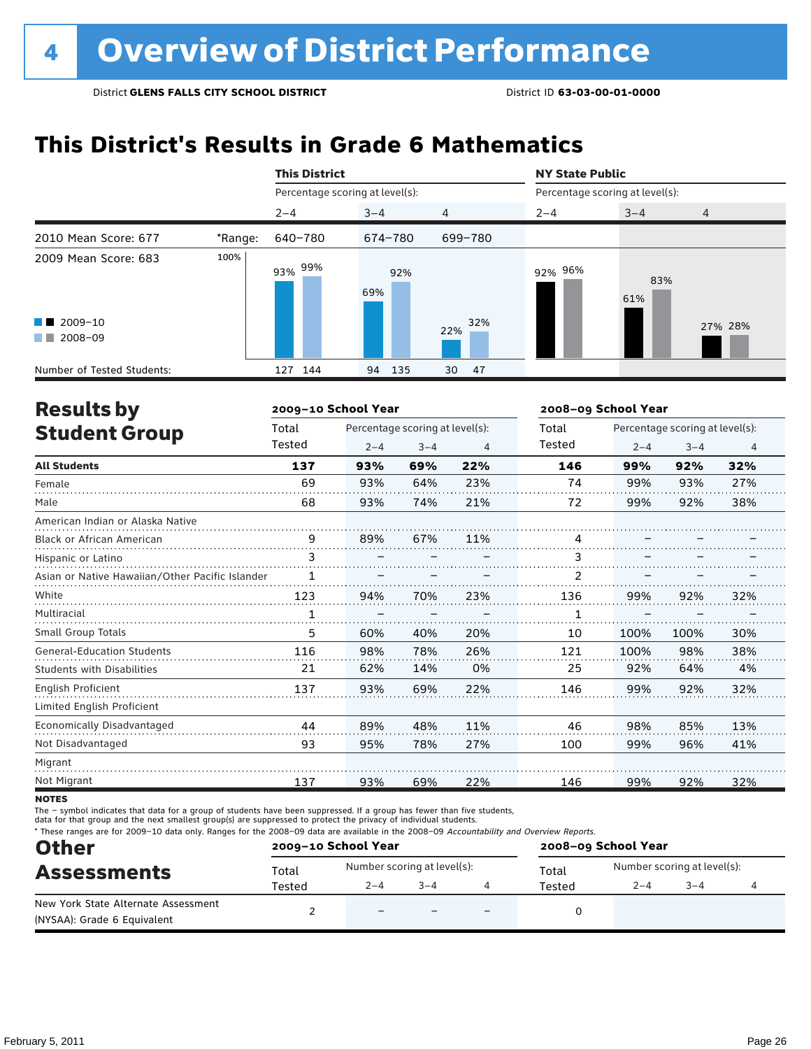# 4 Overview of District Performance

District **GLENS FALLS CITY SCHOOL DISTRICT** District ID **63-03-00-01-0000**

## This District's Results in Grade 6 Mathematics

**This District** — Percentage scoring at level(s):

**NY State Public** — Percentage scoring at level(s):

2010 Mean Score: 677 *Range: 2–4: 640–780 3–4: 674–780 4: 699–780

2009 Mean Score: 683

100%

■ 2009–10
■ 2008–09

This District
2–4: 93% 99%
3–4: 69% 92%
4: 22% 32%

NY State Public
2–4: 92% 96%
3–4: 61% 83%
4: 27% 28%

Number of Tested Students: 127 144 94 135 30 47

## Results by Student Group

| | 2009–10 School Year | | | | 2008–09 School Year | | | |
|---|---|---|---|---|---|---|---|---|
| | Total Tested | Percentage scoring at level(s): 2–4 | 3–4 | 4 | Total Tested | Percentage scoring at level(s): 2–4 | 3–4 | 4 |
| **All Students** | **137** | **93%** | **69%** | **22%** | **146** | **99%** | **92%** | **32%** |
| Female | 69 | 93% | 64% | 23% | 74 | 99% | 93% | 27% |
| Male | 68 | 93% | 74% | 21% | 72 | 99% | 92% | 38% |
| American Indian or Alaska Native | | | | | | | | |
| Black or African American | 9 | 89% | 67% | 11% | 4 | – | – | – |
| Hispanic or Latino | 3 | – | – | – | 3 | – | – | – |
| Asian or Native Hawaiian/Other Pacific Islander | 1 | – | – | – | 2 | – | – | – |
| White | 123 | 94% | 70% | 23% | 136 | 99% | 92% | 32% |
| Multiracial | 1 | – | – | – | 1 | – | – | – |
| Small Group Totals | 5 | 60% | 40% | 20% | 10 | 100% | 100% | 30% |
| General-Education Students | 116 | 98% | 78% | 26% | 121 | 100% | 98% | 38% |
| Students with Disabilities | 21 | 62% | 14% | 0% | 25 | 92% | 64% | 4% |
| English Proficient | 137 | 93% | 69% | 22% | 146 | 99% | 92% | 32% |
| Limited English Proficient | | | | | | | | |
| Economically Disadvantaged | 44 | 89% | 48% | 11% | 46 | 98% | 85% | 13% |
| Not Disadvantaged | 93 | 95% | 78% | 27% | 100 | 99% | 96% | 41% |
| Migrant | | | | | | | | |
| Not Migrant | 137 | 93% | 69% | 22% | 146 | 99% | 92% | 32% |

**NOTES**

The – symbol indicates that data for a group of students have been suppressed. If a group has fewer than five students, data for that group and the next smallest group(s) are suppressed to protect the privacy of individual students.

* These ranges are for 2009–10 data only. Ranges for the 2008–09 data are available in the 2008–09 *Accountability and Overview Reports.*

## Other Assessments

| | 2009–10 School Year | | | | 2008–09 School Year | | | |
|---|---|---|---|---|---|---|---|---|
| | Total Tested | Number scoring at level(s): 2–4 | 3–4 | 4 | Total Tested | Number scoring at level(s): 2–4 | 3–4 | 4 |
| New York State Alternate Assessment (NYSAA): Grade 6 Equivalent | 2 | – | – | – | 0 | | | |

February 5, 2011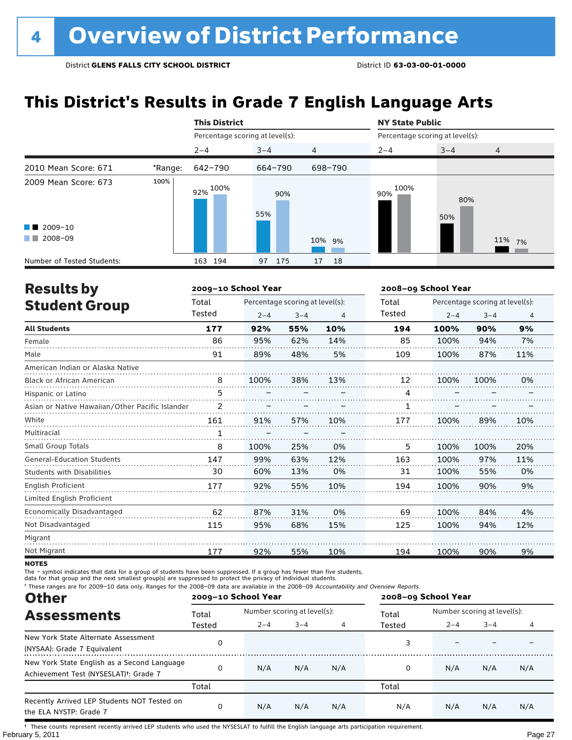# 4 Overview of District Performance

District **GLENS FALLS CITY SCHOOL DISTRICT** District ID **63-03-00-01-0000**

## This District's Results in Grade 7 English Language Arts

**This District**

Percentage scoring at level(s):

2–4 | 3–4 | 4

2010 Mean Score: 671 | *Range: 642–790 | 664–790 | 698–790

2009 Mean Score: 673

100%

92% 100%

55% 90%

10% 9%

■ ■ 2009–10

■ ■ 2008–09

Number of Tested Students: 163 194 | 97 175 | 17 18

**NY State Public**

Percentage scoring at level(s):

2–4 | 3–4 | 4

90% 100%

50% 80%

11% 7%

## Results by Student Group

| | 2009–10 School Year | | | | 2008–09 School Year | | | |
|---|---|---|---|---|---|---|---|---|
| | Total Tested | Percentage scoring at level(s): 2–4 | 3–4 | 4 | Total Tested | Percentage scoring at level(s): 2–4 | 3–4 | 4 |
| **All Students** | **177** | **92%** | **55%** | **10%** | **194** | **100%** | **90%** | **9%** |
| Female | 86 | 95% | 62% | 14% | 85 | 100% | 94% | 7% |
| Male | 91 | 89% | 48% | 5% | 109 | 100% | 87% | 11% |
| American Indian or Alaska Native | | | | | | | | |
| Black or African American | 8 | 100% | 38% | 13% | 12 | 100% | 100% | 0% |
| Hispanic or Latino | 5 | – | – | – | 4 | – | – | – |
| Asian or Native Hawaiian/Other Pacific Islander | 2 | – | – | – | 1 | – | – | – |
| White | 161 | 91% | 57% | 10% | 177 | 100% | 89% | 10% |
| Multiracial | 1 | – | – | – | | | | |
| Small Group Totals | 8 | 100% | 25% | 0% | 5 | 100% | 100% | 20% |
| General-Education Students | 147 | 99% | 63% | 12% | 163 | 100% | 97% | 11% |
| Students with Disabilities | 30 | 60% | 13% | 0% | 31 | 100% | 55% | 0% |
| English Proficient | 177 | 92% | 55% | 10% | 194 | 100% | 90% | 9% |
| Limited English Proficient | | | | | | | | |
| Economically Disadvantaged | 62 | 87% | 31% | 0% | 69 | 100% | 84% | 4% |
| Not Disadvantaged | 115 | 95% | 68% | 15% | 125 | 100% | 94% | 12% |
| Migrant | | | | | | | | |
| Not Migrant | 177 | 92% | 55% | 10% | 194 | 100% | 90% | 9% |

**NOTES**

The – symbol indicates that data for a group of students have been suppressed. If a group has fewer than five students, data for that group and the next smallest group(s) are suppressed to protect the privacy of individual students.

* These ranges are for 2009–10 data only. Ranges for the 2008–09 data are available in the 2008–09 *Accountability and Overview Reports.*

## Other Assessments

| | 2009–10 School Year | | | | 2008–09 School Year | | | |
|---|---|---|---|---|---|---|---|---|
| | Total Tested | Number scoring at level(s): 2–4 | 3–4 | 4 | Total Tested | Number scoring at level(s): 2–4 | 3–4 | 4 |
| New York State Alternate Assessment (NYSAA): Grade 7 Equivalent | 0 | | | | 3 | – | – | – |
| New York State English as a Second Language Achievement Test (NYSESLAT)†: Grade 7 | 0 | N/A | N/A | N/A | 0 | N/A | N/A | N/A |
| | Total | | | | Total | | | |
| Recently Arrived LEP Students NOT Tested on the ELA NYSTP: Grade 7 | 0 | N/A | N/A | N/A | N/A | N/A | N/A | N/A |

† These counts represent recently arrived LEP students who used the NYSESLAT to fulfill the English language arts participation requirement.

February 5, 2011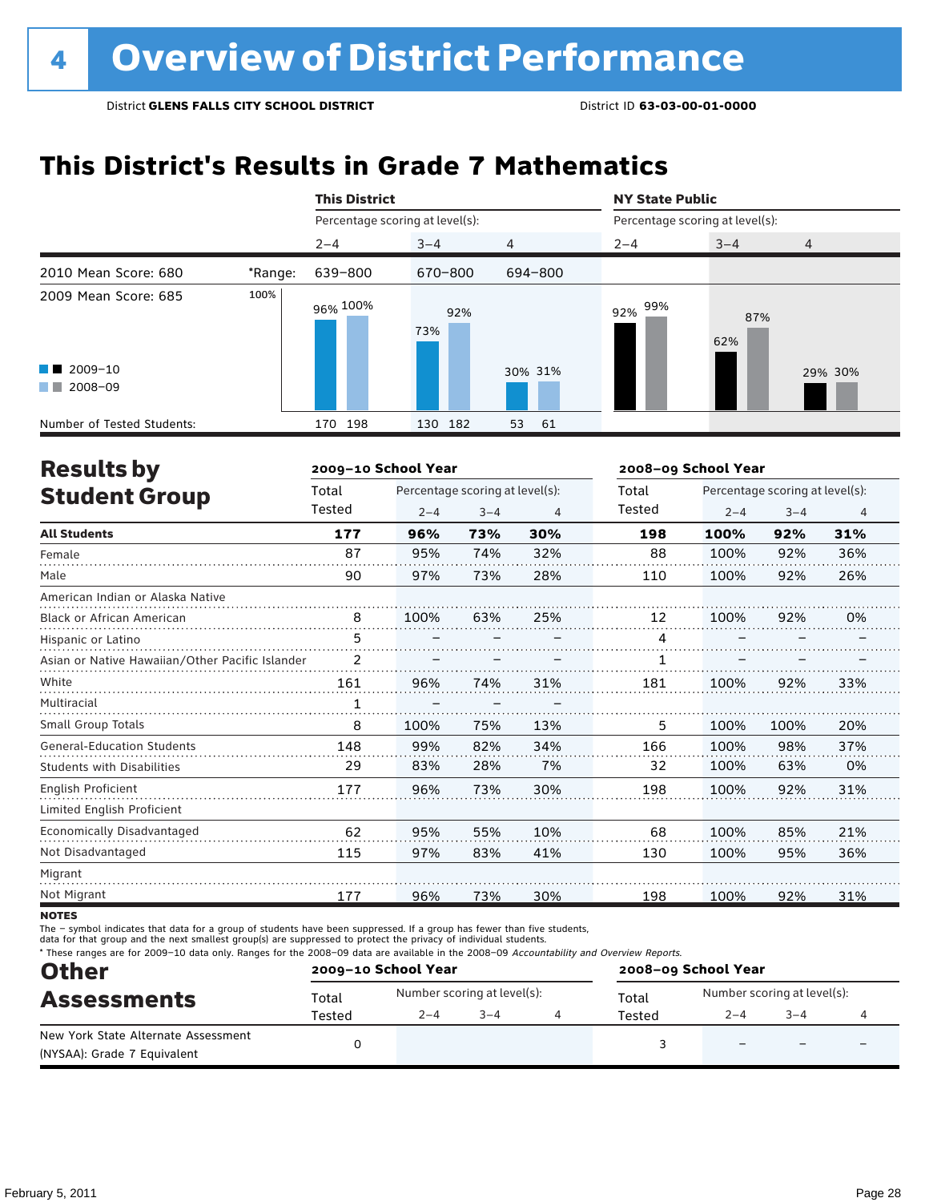# 4 Overview of District Performance

District **GLENS FALLS CITY SCHOOL DISTRICT** District ID **63-03-00-01-0000**

## This District's Results in Grade 7 Mathematics

| | | This District | | | NY State Public | | |
|---|---|---|---|---|---|---|---|
| | | Percentage scoring at level(s): | | | Percentage scoring at level(s): | | |
| | | 2–4 | 3–4 | 4 | 2–4 | 3–4 | 4 |
| 2010 Mean Score: 680 | *Range: | 639–800 | 670–800 | 694–800 | | | |
| 2009 Mean Score: 685 | | | | | | | |
| 2009–10 | | 96% | 73% | 30% | 92% | 62% | 29% |
| 2008–09 | | 100% | 92% | 31% | 99% | 87% | 30% |
| Number of Tested Students: 2009–10 | | 170 | 130 | 53 | | | |
| Number of Tested Students: 2008–09 | | 198 | 182 | 61 | | | |

## Results by Student Group

| | 2009–10 School Year | | | | 2008–09 School Year | | | |
|---|---|---|---|---|---|---|---|---|
| | Total Tested | Percentage scoring at level(s): 2–4 | 3–4 | 4 | Total Tested | Percentage scoring at level(s): 2–4 | 3–4 | 4 |
| **All Students** | **177** | **96%** | **73%** | **30%** | **198** | **100%** | **92%** | **31%** |
| Female | 87 | 95% | 74% | 32% | 88 | 100% | 92% | 36% |
| Male | 90 | 97% | 73% | 28% | 110 | 100% | 92% | 26% |
| American Indian or Alaska Native | | | | | | | | |
| Black or African American | 8 | 100% | 63% | 25% | 12 | 100% | 92% | 0% |
| Hispanic or Latino | 5 | – | – | – | 4 | – | – | – |
| Asian or Native Hawaiian/Other Pacific Islander | 2 | – | – | – | 1 | – | – | – |
| White | 161 | 96% | 74% | 31% | 181 | 100% | 92% | 33% |
| Multiracial | 1 | – | – | – | | | | |
| Small Group Totals | 8 | 100% | 75% | 13% | 5 | 100% | 100% | 20% |
| General-Education Students | 148 | 99% | 82% | 34% | 166 | 100% | 98% | 37% |
| Students with Disabilities | 29 | 83% | 28% | 7% | 32 | 100% | 63% | 0% |
| English Proficient | 177 | 96% | 73% | 30% | 198 | 100% | 92% | 31% |
| Limited English Proficient | | | | | | | | |
| Economically Disadvantaged | 62 | 95% | 55% | 10% | 68 | 100% | 85% | 21% |
| Not Disadvantaged | 115 | 97% | 83% | 41% | 130 | 100% | 95% | 36% |
| Migrant | | | | | | | | |
| Not Migrant | 177 | 96% | 73% | 30% | 198 | 100% | 92% | 31% |

**NOTES**

The – symbol indicates that data for a group of students have been suppressed. If a group has fewer than five students, data for that group and the next smallest group(s) are suppressed to protect the privacy of individual students.

* These ranges are for 2009–10 data only. Ranges for the 2008–09 data are available in the 2008–09 *Accountability and Overview Reports*.

## Other Assessments

| | 2009–10 School Year | | | | 2008–09 School Year | | | |
|---|---|---|---|---|---|---|---|---|
| | Total Tested | Number scoring at level(s): 2–4 | 3–4 | 4 | Total Tested | Number scoring at level(s): 2–4 | 3–4 | 4 |
| New York State Alternate Assessment (NYSAA): Grade 7 Equivalent | 0 | | | | 3 | – | – | – |

February 5, 2011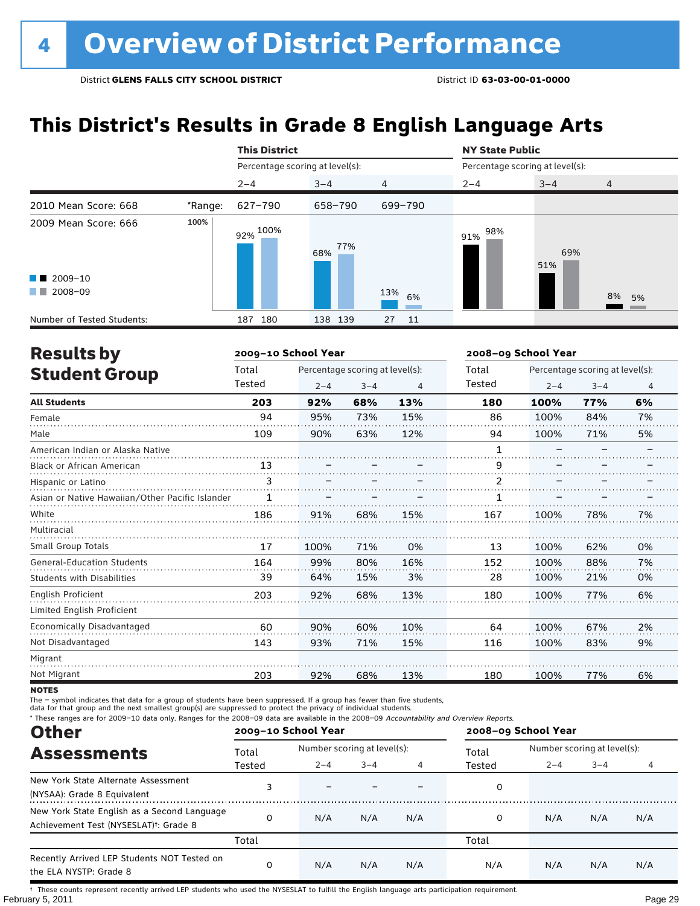# 4 Overview of District Performance

District **GLENS FALLS CITY SCHOOL DISTRICT** District ID **63-03-00-01-0000**

## This District's Results in Grade 8 English Language Arts

This District — Percentage scoring at level(s): 2–4, 3–4, 4

NY State Public — Percentage scoring at level(s): 2–4, 3–4, 4

2010 Mean Score: 668 *Range: 627–790 658–790 699–790

2009 Mean Score: 666

100%

92% 100% 68% 77% 13% 6%

91% 98% 51% 69% 8% 5%

2009–10

2008–09

Number of Tested Students: 187 180 138 139 27 11

## Results by Student Group

| | 2009–10 School Year | | | | 2008–09 School Year | | | |
|---|---|---|---|---|---|---|---|---|
| | Total Tested | Percentage scoring at level(s): 2–4 | 3–4 | 4 | Total Tested | Percentage scoring at level(s): 2–4 | 3–4 | 4 |
| **All Students** | **203** | **92%** | **68%** | **13%** | **180** | **100%** | **77%** | **6%** |
| Female | 94 | 95% | 73% | 15% | 86 | 100% | 84% | 7% |
| Male | 109 | 90% | 63% | 12% | 94 | 100% | 71% | 5% |
| American Indian or Alaska Native | | | | | 1 | – | – | – |
| Black or African American | 13 | – | – | – | 9 | – | – | – |
| Hispanic or Latino | 3 | – | – | – | 2 | – | – | – |
| Asian or Native Hawaiian/Other Pacific Islander | 1 | – | – | – | 1 | – | – | – |
| White | 186 | 91% | 68% | 15% | 167 | 100% | 78% | 7% |
| Multiracial | | | | | | | | |
| Small Group Totals | 17 | 100% | 71% | 0% | 13 | 100% | 62% | 0% |
| General-Education Students | 164 | 99% | 80% | 16% | 152 | 100% | 88% | 7% |
| Students with Disabilities | 39 | 64% | 15% | 3% | 28 | 100% | 21% | 0% |
| English Proficient | 203 | 92% | 68% | 13% | 180 | 100% | 77% | 6% |
| Limited English Proficient | | | | | | | | |
| Economically Disadvantaged | 60 | 90% | 60% | 10% | 64 | 100% | 67% | 2% |
| Not Disadvantaged | 143 | 93% | 71% | 15% | 116 | 100% | 83% | 9% |
| Migrant | | | | | | | | |
| Not Migrant | 203 | 92% | 68% | 13% | 180 | 100% | 77% | 6% |

**NOTES**

The – symbol indicates that data for a group of students have been suppressed. If a group has fewer than five students, data for that group and the next smallest group(s) are suppressed to protect the privacy of individual students.

* These ranges are for 2009–10 data only. Ranges for the 2008–09 data are available in the 2008–09 *Accountability and Overview Reports.*

## Other Assessments

| | 2009–10 School Year | | | | 2008–09 School Year | | | |
|---|---|---|---|---|---|---|---|---|
| | Total Tested | Number scoring at level(s): 2–4 | 3–4 | 4 | Total Tested | Number scoring at level(s): 2–4 | 3–4 | 4 |
| New York State Alternate Assessment (NYSAA): Grade 8 Equivalent | 3 | – | – | – | 0 | | | |
| New York State English as a Second Language Achievement Test (NYSESLAT)†: Grade 8 | 0 | N/A | N/A | N/A | 0 | N/A | N/A | N/A |
| | Total | | | | Total | | | |
| Recently Arrived LEP Students NOT Tested on the ELA NYSTP: Grade 8 | 0 | N/A | N/A | N/A | N/A | N/A | N/A | N/A |

† These counts represent recently arrived LEP students who used the NYSESLAT to fulfill the English language arts participation requirement.

February 5, 2011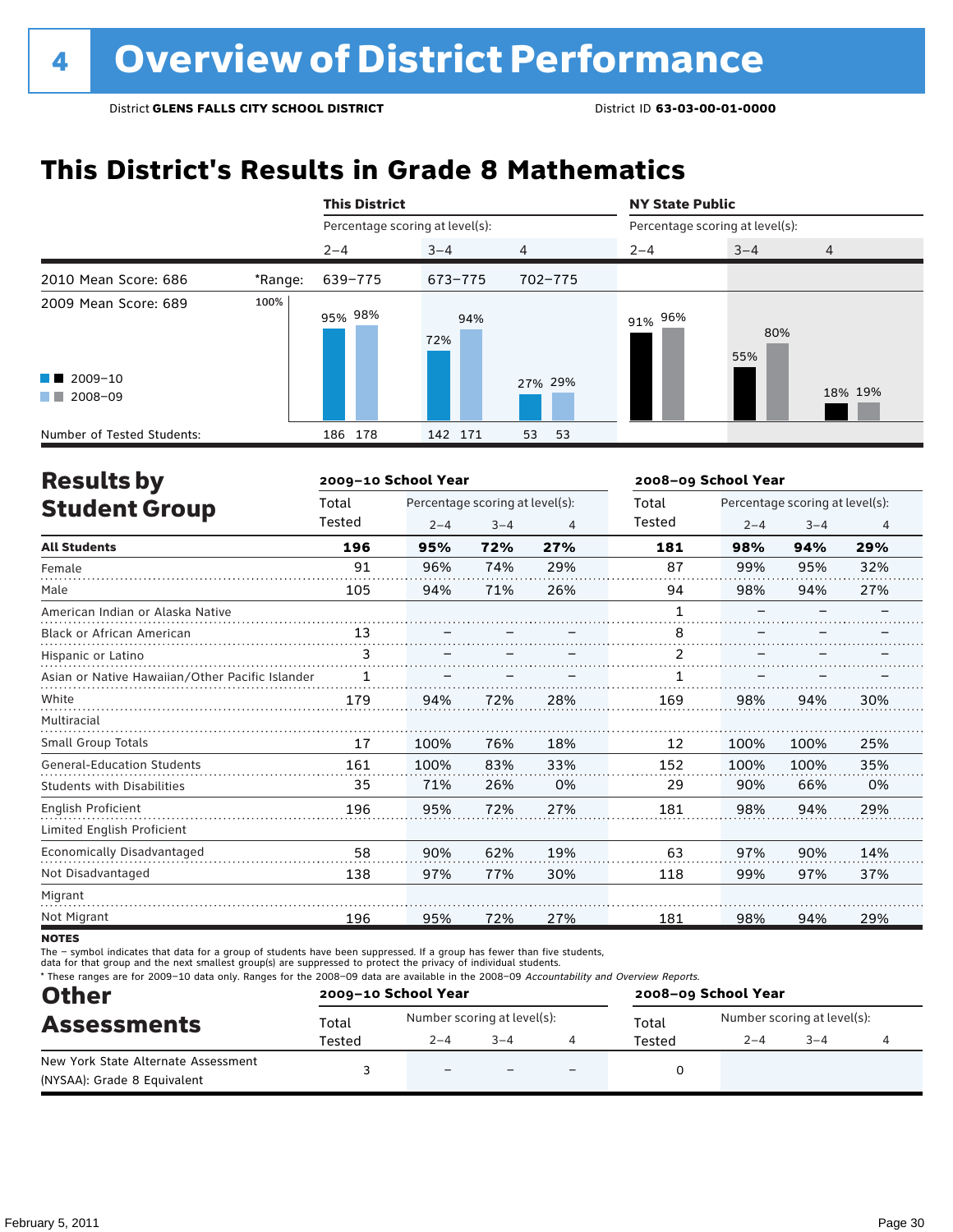# 4 Overview of District Performance

District **GLENS FALLS CITY SCHOOL DISTRICT** District ID **63-03-00-01-0000**

## This District's Results in Grade 8 Mathematics

| | | This District | | | NY State Public | | |
|---|---|---|---|---|---|---|---|
| | | Percentage scoring at level(s): | | | Percentage scoring at level(s): | | |
| | | 2–4 | 3–4 | 4 | 2–4 | 3–4 | 4 |
| 2010 Mean Score: 686 | *Range: | 639–775 | 673–775 | 702–775 | | | |
| 2009 Mean Score: 689 | | | | | | | |

100%

95% 98%

72% 94%

27% 29%

91% 96%

55% 80%

18% 19%

2009–10
2008–09

Number of Tested Students: 186 178 142 171 53 53

## Results by Student Group

| | 2009–10 School Year | | | | 2008–09 School Year | | | |
|---|---|---|---|---|---|---|---|---|
| | Total Tested | Percentage scoring at level(s): 2–4 | 3–4 | 4 | Total Tested | Percentage scoring at level(s): 2–4 | 3–4 | 4 |
| **All Students** | **196** | **95%** | **72%** | **27%** | **181** | **98%** | **94%** | **29%** |
| Female | 91 | 96% | 74% | 29% | 87 | 99% | 95% | 32% |
| Male | 105 | 94% | 71% | 26% | 94 | 98% | 94% | 27% |
| American Indian or Alaska Native | | | | | 1 | – | – | – |
| Black or African American | 13 | – | – | – | 8 | – | – | – |
| Hispanic or Latino | 3 | – | – | – | 2 | – | – | – |
| Asian or Native Hawaiian/Other Pacific Islander | 1 | – | – | – | 1 | – | – | – |
| White | 179 | 94% | 72% | 28% | 169 | 98% | 94% | 30% |
| Multiracial | | | | | | | | |
| Small Group Totals | 17 | 100% | 76% | 18% | 12 | 100% | 100% | 25% |
| General-Education Students | 161 | 100% | 83% | 33% | 152 | 100% | 100% | 35% |
| Students with Disabilities | 35 | 71% | 26% | 0% | 29 | 90% | 66% | 0% |
| English Proficient | 196 | 95% | 72% | 27% | 181 | 98% | 94% | 29% |
| Limited English Proficient | | | | | | | | |
| Economically Disadvantaged | 58 | 90% | 62% | 19% | 63 | 97% | 90% | 14% |
| Not Disadvantaged | 138 | 97% | 77% | 30% | 118 | 99% | 97% | 37% |
| Migrant | | | | | | | | |
| Not Migrant | 196 | 95% | 72% | 27% | 181 | 98% | 94% | 29% |

**NOTES**

The – symbol indicates that data for a group of students have been suppressed. If a group has fewer than five students, data for that group and the next smallest group(s) are suppressed to protect the privacy of individual students.

* These ranges are for 2009–10 data only. Ranges for the 2008–09 data are available in the 2008–09 *Accountability and Overview Reports.*

## Other Assessments

| | 2009–10 School Year | | | | 2008–09 School Year | | | |
|---|---|---|---|---|---|---|---|---|
| | Total Tested | Number scoring at level(s): 2–4 | 3–4 | 4 | Total Tested | Number scoring at level(s): 2–4 | 3–4 | 4 |
| New York State Alternate Assessment (NYSAA): Grade 8 Equivalent | 3 | – | – | – | 0 | | | |

February 5, 2011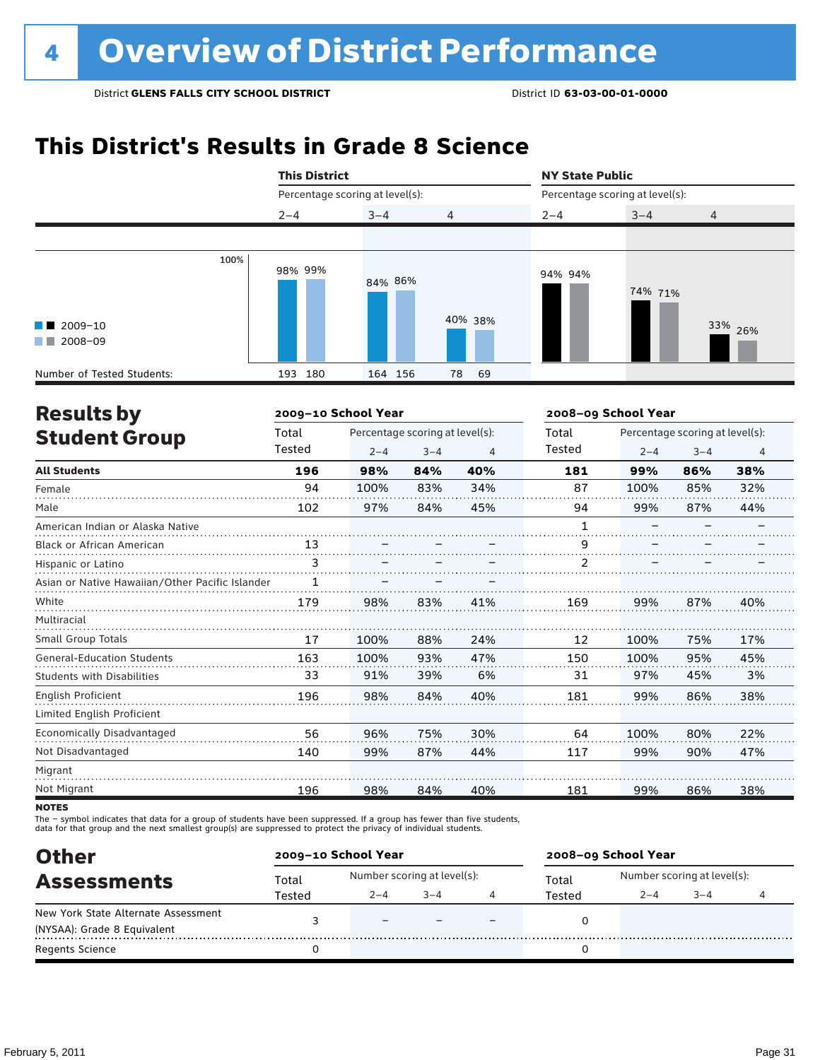# 4 Overview of District Performance

District **GLENS FALLS CITY SCHOOL DISTRICT** District ID **63-03-00-01-0000**

## This District's Results in Grade 8 Science

**This District**
Percentage scoring at level(s):
2–4 3–4 4

**NY State Public**
Percentage scoring at level(s):
2–4 3–4 4

100%

98% 99% 84% 86% 40% 38%

94% 94% 74% 71% 33% 26%

2009–10
2008–09

Number of Tested Students: 193 180 164 156 78 69

## Results by Student Group

| | 2009–10 School Year | | | | 2008–09 School Year | | | |
|---|---|---|---|---|---|---|---|---|
| | Total Tested | Percentage scoring at level(s): 2–4 | 3–4 | 4 | Total Tested | Percentage scoring at level(s): 2–4 | 3–4 | 4 |
| **All Students** | **196** | **98%** | **84%** | **40%** | **181** | **99%** | **86%** | **38%** |
| Female | 94 | 100% | 83% | 34% | 87 | 100% | 85% | 32% |
| Male | 102 | 97% | 84% | 45% | 94 | 99% | 87% | 44% |
| American Indian or Alaska Native | | | | | 1 | – | – | – |
| Black or African American | 13 | – | – | – | 9 | – | – | – |
| Hispanic or Latino | 3 | – | – | – | 2 | – | – | – |
| Asian or Native Hawaiian/Other Pacific Islander | 1 | – | – | – | | | | |
| White | 179 | 98% | 83% | 41% | 169 | 99% | 87% | 40% |
| Multiracial | | | | | | | | |
| Small Group Totals | 17 | 100% | 88% | 24% | 12 | 100% | 75% | 17% |
| General-Education Students | 163 | 100% | 93% | 47% | 150 | 100% | 95% | 45% |
| Students with Disabilities | 33 | 91% | 39% | 6% | 31 | 97% | 45% | 3% |
| English Proficient | 196 | 98% | 84% | 40% | 181 | 99% | 86% | 38% |
| Limited English Proficient | | | | | | | | |
| Economically Disadvantaged | 56 | 96% | 75% | 30% | 64 | 100% | 80% | 22% |
| Not Disadvantaged | 140 | 99% | 87% | 44% | 117 | 99% | 90% | 47% |
| Migrant | | | | | | | | |
| Not Migrant | 196 | 98% | 84% | 40% | 181 | 99% | 86% | 38% |

**NOTES**
The – symbol indicates that data for a group of students have been suppressed. If a group has fewer than five students, data for that group and the next smallest group(s) are suppressed to protect the privacy of individual students.

## Other Assessments

| | 2009–10 School Year | | | | 2008–09 School Year | | | |
|---|---|---|---|---|---|---|---|---|
| | Total Tested | Number scoring at level(s): 2–4 | 3–4 | 4 | Total Tested | Number scoring at level(s): 2–4 | 3–4 | 4 |
| New York State Alternate Assessment (NYSAA): Grade 8 Equivalent | 3 | – | – | – | 0 | | | |
| Regents Science | 0 | | | | 0 | | | |

February 5, 2011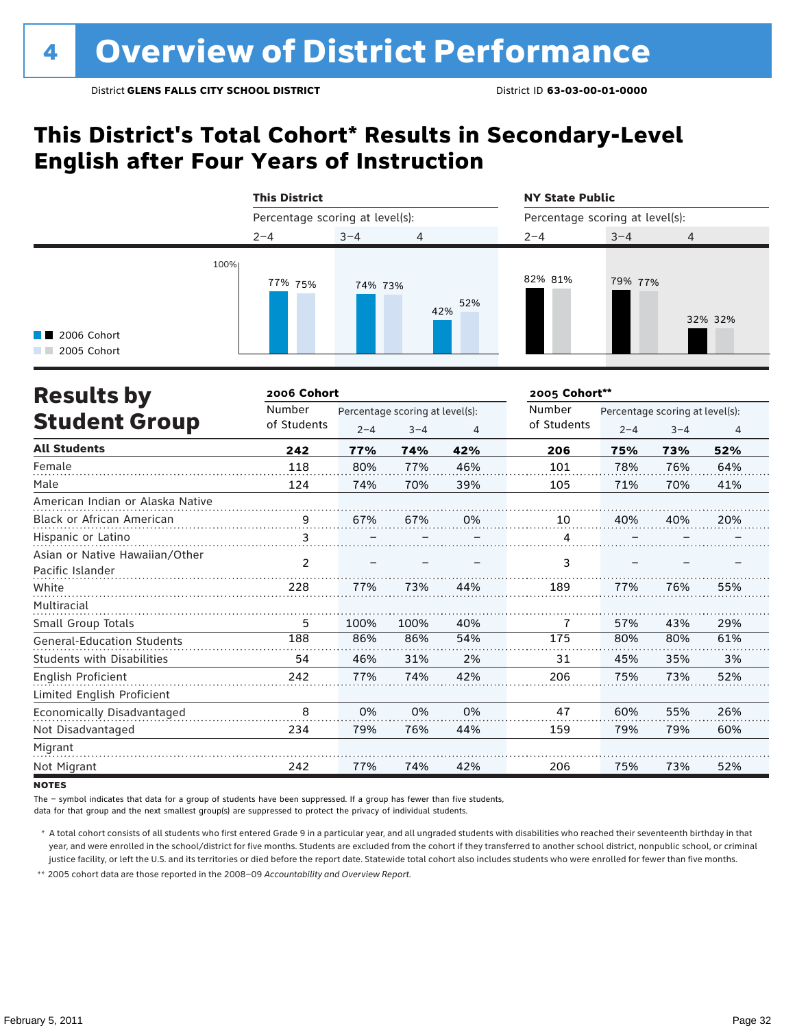# 4 Overview of District Performance

District **GLENS FALLS CITY SCHOOL DISTRICT** District ID **63-03-00-01-0000**

## This District's Total Cohort* Results in Secondary-Level English after Four Years of Instruction

| | This District | | | NY State Public | | |
|---|---|---|---|---|---|---|
| Percentage scoring at level(s): | 2–4 | 3–4 | 4 | 2–4 | 3–4 | 4 |
| 2006 Cohort | 77% | 74% | 42% | 82% | 79% | 32% |
| 2005 Cohort | 75% | 73% | 52% | 81% | 77% | 32% |

## Results by Student Group

| | 2006 Cohort | | | | 2005 Cohort** | | | |
|---|---|---|---|---|---|---|---|---|
| | Number of Students | Percentage scoring at level(s): 2–4 | 3–4 | 4 | Number of Students | Percentage scoring at level(s): 2–4 | 3–4 | 4 |
| **All Students** | **242** | **77%** | **74%** | **42%** | **206** | **75%** | **73%** | **52%** |
| Female | 118 | 80% | 77% | 46% | 101 | 78% | 76% | 64% |
| Male | 124 | 74% | 70% | 39% | 105 | 71% | 70% | 41% |
| American Indian or Alaska Native | | | | | | | | |
| Black or African American | 9 | 67% | 67% | 0% | 10 | 40% | 40% | 20% |
| Hispanic or Latino | 3 | – | – | – | 4 | – | – | – |
| Asian or Native Hawaiian/Other Pacific Islander | 2 | – | – | – | 3 | – | – | – |
| White | 228 | 77% | 73% | 44% | 189 | 77% | 76% | 55% |
| Multiracial | | | | | | | | |
| Small Group Totals | 5 | 100% | 100% | 40% | 7 | 57% | 43% | 29% |
| General-Education Students | 188 | 86% | 86% | 54% | 175 | 80% | 80% | 61% |
| Students with Disabilities | 54 | 46% | 31% | 2% | 31 | 45% | 35% | 3% |
| English Proficient | 242 | 77% | 74% | 42% | 206 | 75% | 73% | 52% |
| Limited English Proficient | | | | | | | | |
| Economically Disadvantaged | 8 | 0% | 0% | 0% | 47 | 60% | 55% | 26% |
| Not Disadvantaged | 234 | 79% | 76% | 44% | 159 | 79% | 79% | 60% |
| Migrant | | | | | | | | |
| Not Migrant | 242 | 77% | 74% | 42% | 206 | 75% | 73% | 52% |

**NOTES**

The – symbol indicates that data for a group of students have been suppressed. If a group has fewer than five students, data for that group and the next smallest group(s) are suppressed to protect the privacy of individual students.

\* A total cohort consists of all students who first entered Grade 9 in a particular year, and all ungraded students with disabilities who reached their seventeenth birthday in that year, and were enrolled in the school/district for five months. Students are excluded from the cohort if they transferred to another school district, nonpublic school, or criminal justice facility, or left the U.S. and its territories or died before the report date. Statewide total cohort also includes students who were enrolled for fewer than five months.

\*\* 2005 cohort data are those reported in the 2008–09 *Accountability and Overview Report*.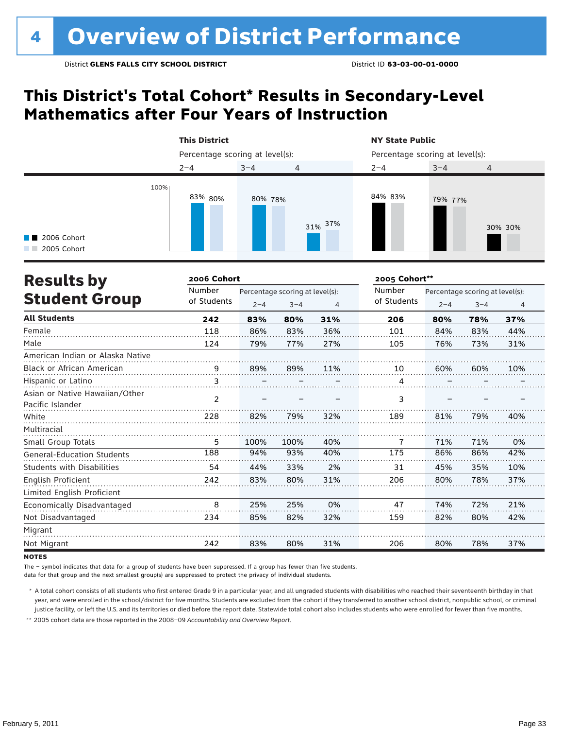# 4 Overview of District Performance

District **GLENS FALLS CITY SCHOOL DISTRICT** District ID **63-03-00-01-0000**

## This District's Total Cohort* Results in Secondary-Level Mathematics after Four Years of Instruction

**This District**
Percentage scoring at level(s):
2–4 3–4 4

**NY State Public**
Percentage scoring at level(s):
2–4 3–4 4

100%

83% 80% 80% 78% 31% 37%

84% 83% 79% 77% 30% 30%

2006 Cohort
2005 Cohort

## Results by Student Group

| | 2006 Cohort | | | | 2005 Cohort** | | | |
|---|---|---|---|---|---|---|---|---|
| | Number of Students | Percentage scoring at level(s): 2–4 | 3–4 | 4 | Number of Students | Percentage scoring at level(s): 2–4 | 3–4 | 4 |
| **All Students** | **242** | **83%** | **80%** | **31%** | **206** | **80%** | **78%** | **37%** |
| Female | 118 | 86% | 83% | 36% | 101 | 84% | 83% | 44% |
| Male | 124 | 79% | 77% | 27% | 105 | 76% | 73% | 31% |
| American Indian or Alaska Native | | | | | | | | |
| Black or African American | 9 | 89% | 89% | 11% | 10 | 60% | 60% | 10% |
| Hispanic or Latino | 3 | – | – | – | 4 | – | – | – |
| Asian or Native Hawaiian/Other Pacific Islander | 2 | – | – | – | 3 | – | – | – |
| White | 228 | 82% | 79% | 32% | 189 | 81% | 79% | 40% |
| Multiracial | | | | | | | | |
| Small Group Totals | 5 | 100% | 100% | 40% | 7 | 71% | 71% | 0% |
| General-Education Students | 188 | 94% | 93% | 40% | 175 | 86% | 86% | 42% |
| Students with Disabilities | 54 | 44% | 33% | 2% | 31 | 45% | 35% | 10% |
| English Proficient | 242 | 83% | 80% | 31% | 206 | 80% | 78% | 37% |
| Limited English Proficient | | | | | | | | |
| Economically Disadvantaged | 8 | 25% | 25% | 0% | 47 | 74% | 72% | 21% |
| Not Disadvantaged | 234 | 85% | 82% | 32% | 159 | 82% | 80% | 42% |
| Migrant | | | | | | | | |
| Not Migrant | 242 | 83% | 80% | 31% | 206 | 80% | 78% | 37% |

**NOTES**

The – symbol indicates that data for a group of students have been suppressed. If a group has fewer than five students, data for that group and the next smallest group(s) are suppressed to protect the privacy of individual students.

\* A total cohort consists of all students who first entered Grade 9 in a particular year, and all ungraded students with disabilities who reached their seventeenth birthday in that year, and were enrolled in the school/district for five months. Students are excluded from the cohort if they transferred to another school district, nonpublic school, or criminal justice facility, or left the U.S. and its territories or died before the report date. Statewide total cohort also includes students who were enrolled for fewer than five months.

** 2005 cohort data are those reported in the 2008–09 *Accountability and Overview Report.*

February 5, 2011